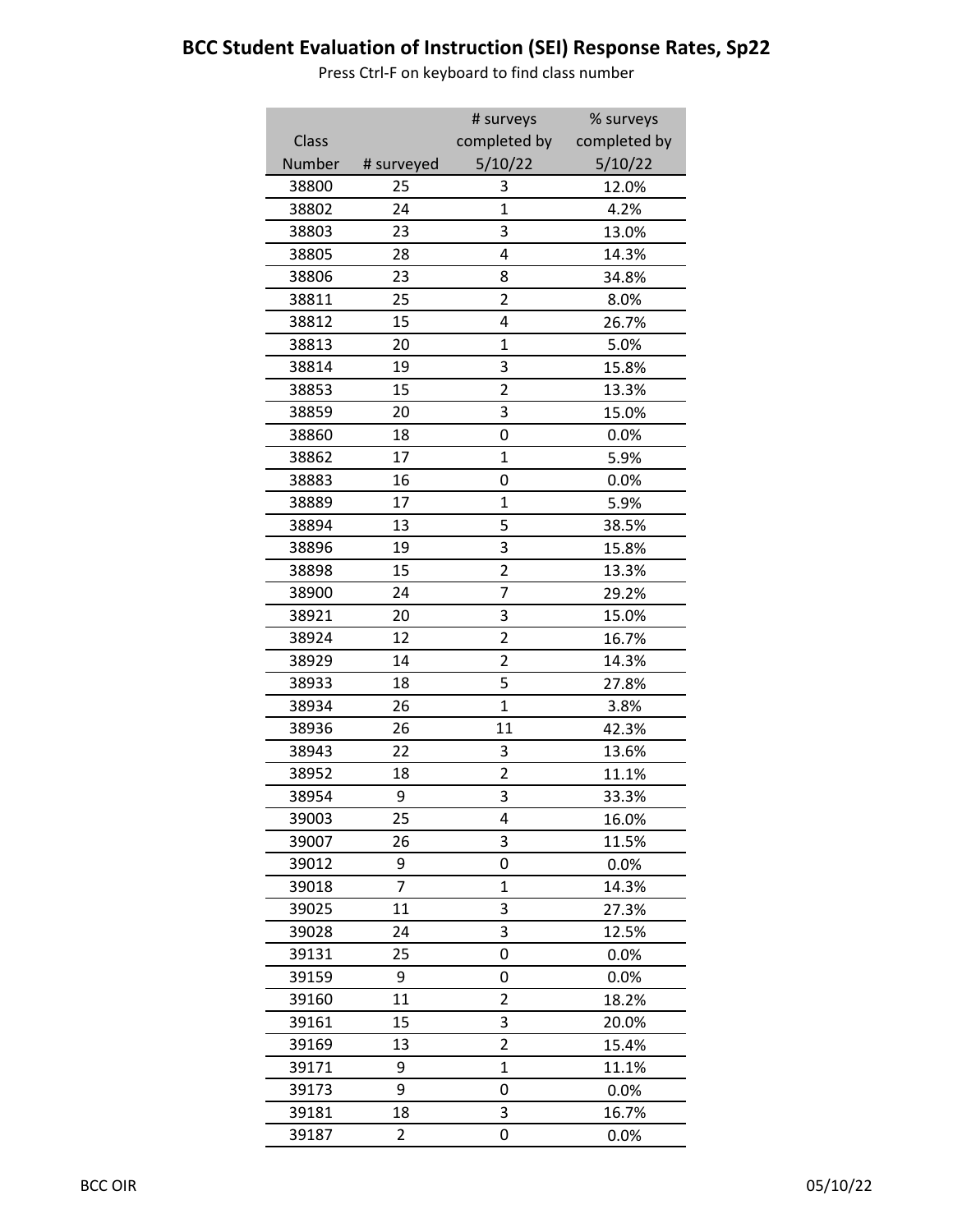# BCC Student Evaluation of Instruction (SEI) Response Rates, Sp22

Press Ctrl-F on keyboard to find class number

| Class Number | # surveyed | # surveys completed by 5/10/22 | % surveys completed by 5/10/22 |
|---|---|---|---|
| 38800 | 25 | 3 | 12.0% |
| 38802 | 24 | 1 | 4.2% |
| 38803 | 23 | 3 | 13.0% |
| 38805 | 28 | 4 | 14.3% |
| 38806 | 23 | 8 | 34.8% |
| 38811 | 25 | 2 | 8.0% |
| 38812 | 15 | 4 | 26.7% |
| 38813 | 20 | 1 | 5.0% |
| 38814 | 19 | 3 | 15.8% |
| 38853 | 15 | 2 | 13.3% |
| 38859 | 20 | 3 | 15.0% |
| 38860 | 18 | 0 | 0.0% |
| 38862 | 17 | 1 | 5.9% |
| 38883 | 16 | 0 | 0.0% |
| 38889 | 17 | 1 | 5.9% |
| 38894 | 13 | 5 | 38.5% |
| 38896 | 19 | 3 | 15.8% |
| 38898 | 15 | 2 | 13.3% |
| 38900 | 24 | 7 | 29.2% |
| 38921 | 20 | 3 | 15.0% |
| 38924 | 12 | 2 | 16.7% |
| 38929 | 14 | 2 | 14.3% |
| 38933 | 18 | 5 | 27.8% |
| 38934 | 26 | 1 | 3.8% |
| 38936 | 26 | 11 | 42.3% |
| 38943 | 22 | 3 | 13.6% |
| 38952 | 18 | 2 | 11.1% |
| 38954 | 9 | 3 | 33.3% |
| 39003 | 25 | 4 | 16.0% |
| 39007 | 26 | 3 | 11.5% |
| 39012 | 9 | 0 | 0.0% |
| 39018 | 7 | 1 | 14.3% |
| 39025 | 11 | 3 | 27.3% |
| 39028 | 24 | 3 | 12.5% |
| 39131 | 25 | 0 | 0.0% |
| 39159 | 9 | 0 | 0.0% |
| 39160 | 11 | 2 | 18.2% |
| 39161 | 15 | 3 | 20.0% |
| 39169 | 13 | 2 | 15.4% |
| 39171 | 9 | 1 | 11.1% |
| 39173 | 9 | 0 | 0.0% |
| 39181 | 18 | 3 | 16.7% |
| 39187 | 2 | 0 | 0.0% |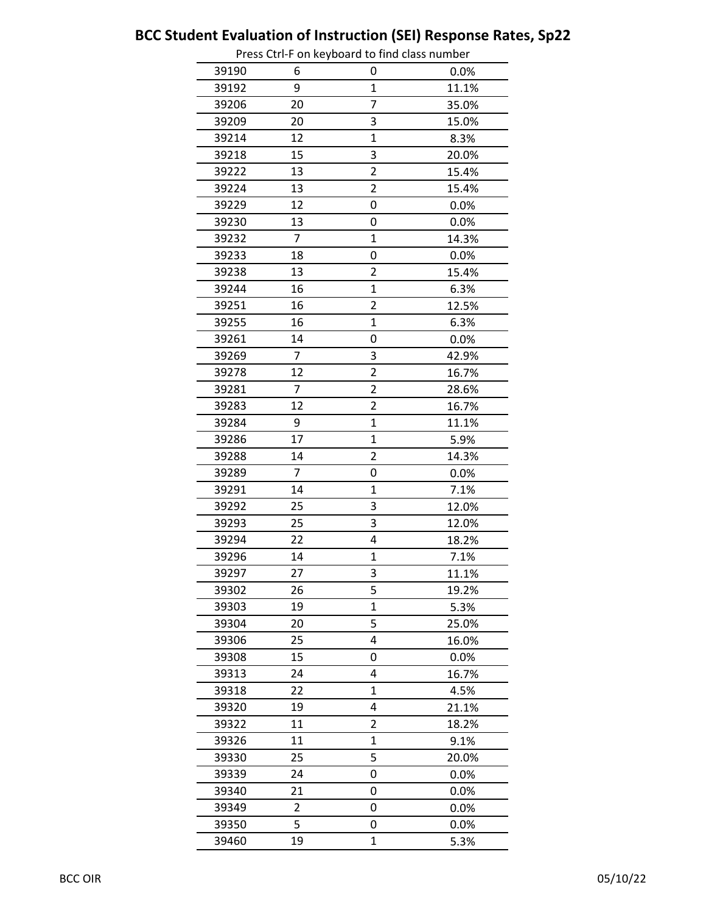# BCC Student Evaluation of Instruction (SEI) Response Rates, Sp22

Press Ctrl-F on keyboard to find class number

| | | | |
|---|---|---|---|
| 39190 | 6 | 0 | 0.0% |
| 39192 | 9 | 1 | 11.1% |
| 39206 | 20 | 7 | 35.0% |
| 39209 | 20 | 3 | 15.0% |
| 39214 | 12 | 1 | 8.3% |
| 39218 | 15 | 3 | 20.0% |
| 39222 | 13 | 2 | 15.4% |
| 39224 | 13 | 2 | 15.4% |
| 39229 | 12 | 0 | 0.0% |
| 39230 | 13 | 0 | 0.0% |
| 39232 | 7 | 1 | 14.3% |
| 39233 | 18 | 0 | 0.0% |
| 39238 | 13 | 2 | 15.4% |
| 39244 | 16 | 1 | 6.3% |
| 39251 | 16 | 2 | 12.5% |
| 39255 | 16 | 1 | 6.3% |
| 39261 | 14 | 0 | 0.0% |
| 39269 | 7 | 3 | 42.9% |
| 39278 | 12 | 2 | 16.7% |
| 39281 | 7 | 2 | 28.6% |
| 39283 | 12 | 2 | 16.7% |
| 39284 | 9 | 1 | 11.1% |
| 39286 | 17 | 1 | 5.9% |
| 39288 | 14 | 2 | 14.3% |
| 39289 | 7 | 0 | 0.0% |
| 39291 | 14 | 1 | 7.1% |
| 39292 | 25 | 3 | 12.0% |
| 39293 | 25 | 3 | 12.0% |
| 39294 | 22 | 4 | 18.2% |
| 39296 | 14 | 1 | 7.1% |
| 39297 | 27 | 3 | 11.1% |
| 39302 | 26 | 5 | 19.2% |
| 39303 | 19 | 1 | 5.3% |
| 39304 | 20 | 5 | 25.0% |
| 39306 | 25 | 4 | 16.0% |
| 39308 | 15 | 0 | 0.0% |
| 39313 | 24 | 4 | 16.7% |
| 39318 | 22 | 1 | 4.5% |
| 39320 | 19 | 4 | 21.1% |
| 39322 | 11 | 2 | 18.2% |
| 39326 | 11 | 1 | 9.1% |
| 39330 | 25 | 5 | 20.0% |
| 39339 | 24 | 0 | 0.0% |
| 39340 | 21 | 0 | 0.0% |
| 39349 | 2 | 0 | 0.0% |
| 39350 | 5 | 0 | 0.0% |
| 39460 | 19 | 1 | 5.3% |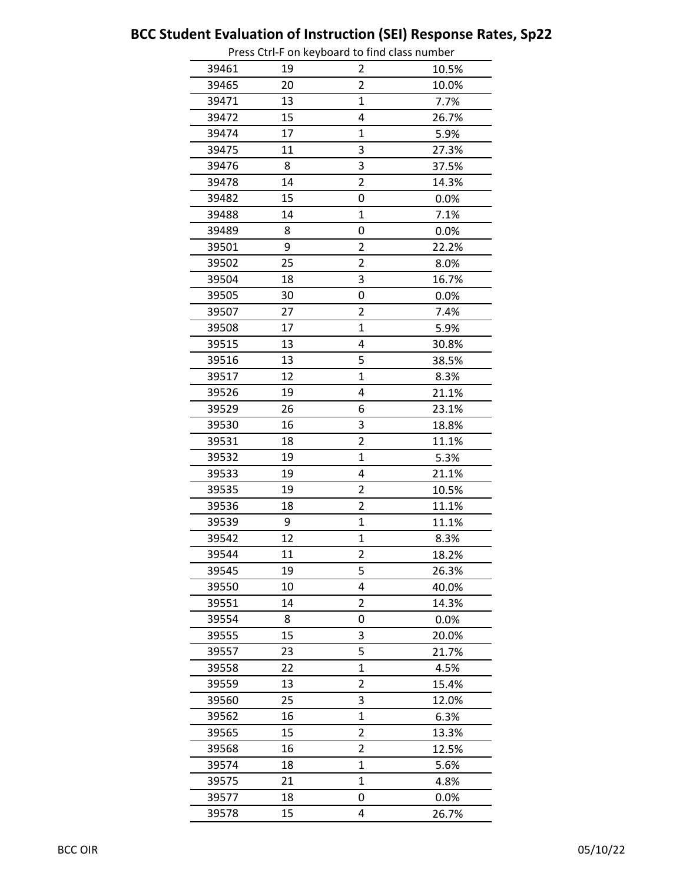## BCC Student Evaluation of Instruction (SEI) Response Rates, Sp22

Press Ctrl-F on keyboard to find class number

| | | | |
|---|---|---|---|
| 39461 | 19 | 2 | 10.5% |
| 39465 | 20 | 2 | 10.0% |
| 39471 | 13 | 1 | 7.7% |
| 39472 | 15 | 4 | 26.7% |
| 39474 | 17 | 1 | 5.9% |
| 39475 | 11 | 3 | 27.3% |
| 39476 | 8 | 3 | 37.5% |
| 39478 | 14 | 2 | 14.3% |
| 39482 | 15 | 0 | 0.0% |
| 39488 | 14 | 1 | 7.1% |
| 39489 | 8 | 0 | 0.0% |
| 39501 | 9 | 2 | 22.2% |
| 39502 | 25 | 2 | 8.0% |
| 39504 | 18 | 3 | 16.7% |
| 39505 | 30 | 0 | 0.0% |
| 39507 | 27 | 2 | 7.4% |
| 39508 | 17 | 1 | 5.9% |
| 39515 | 13 | 4 | 30.8% |
| 39516 | 13 | 5 | 38.5% |
| 39517 | 12 | 1 | 8.3% |
| 39526 | 19 | 4 | 21.1% |
| 39529 | 26 | 6 | 23.1% |
| 39530 | 16 | 3 | 18.8% |
| 39531 | 18 | 2 | 11.1% |
| 39532 | 19 | 1 | 5.3% |
| 39533 | 19 | 4 | 21.1% |
| 39535 | 19 | 2 | 10.5% |
| 39536 | 18 | 2 | 11.1% |
| 39539 | 9 | 1 | 11.1% |
| 39542 | 12 | 1 | 8.3% |
| 39544 | 11 | 2 | 18.2% |
| 39545 | 19 | 5 | 26.3% |
| 39550 | 10 | 4 | 40.0% |
| 39551 | 14 | 2 | 14.3% |
| 39554 | 8 | 0 | 0.0% |
| 39555 | 15 | 3 | 20.0% |
| 39557 | 23 | 5 | 21.7% |
| 39558 | 22 | 1 | 4.5% |
| 39559 | 13 | 2 | 15.4% |
| 39560 | 25 | 3 | 12.0% |
| 39562 | 16 | 1 | 6.3% |
| 39565 | 15 | 2 | 13.3% |
| 39568 | 16 | 2 | 12.5% |
| 39574 | 18 | 1 | 5.6% |
| 39575 | 21 | 1 | 4.8% |
| 39577 | 18 | 0 | 0.0% |
| 39578 | 15 | 4 | 26.7% |

BCC OIR 05/10/22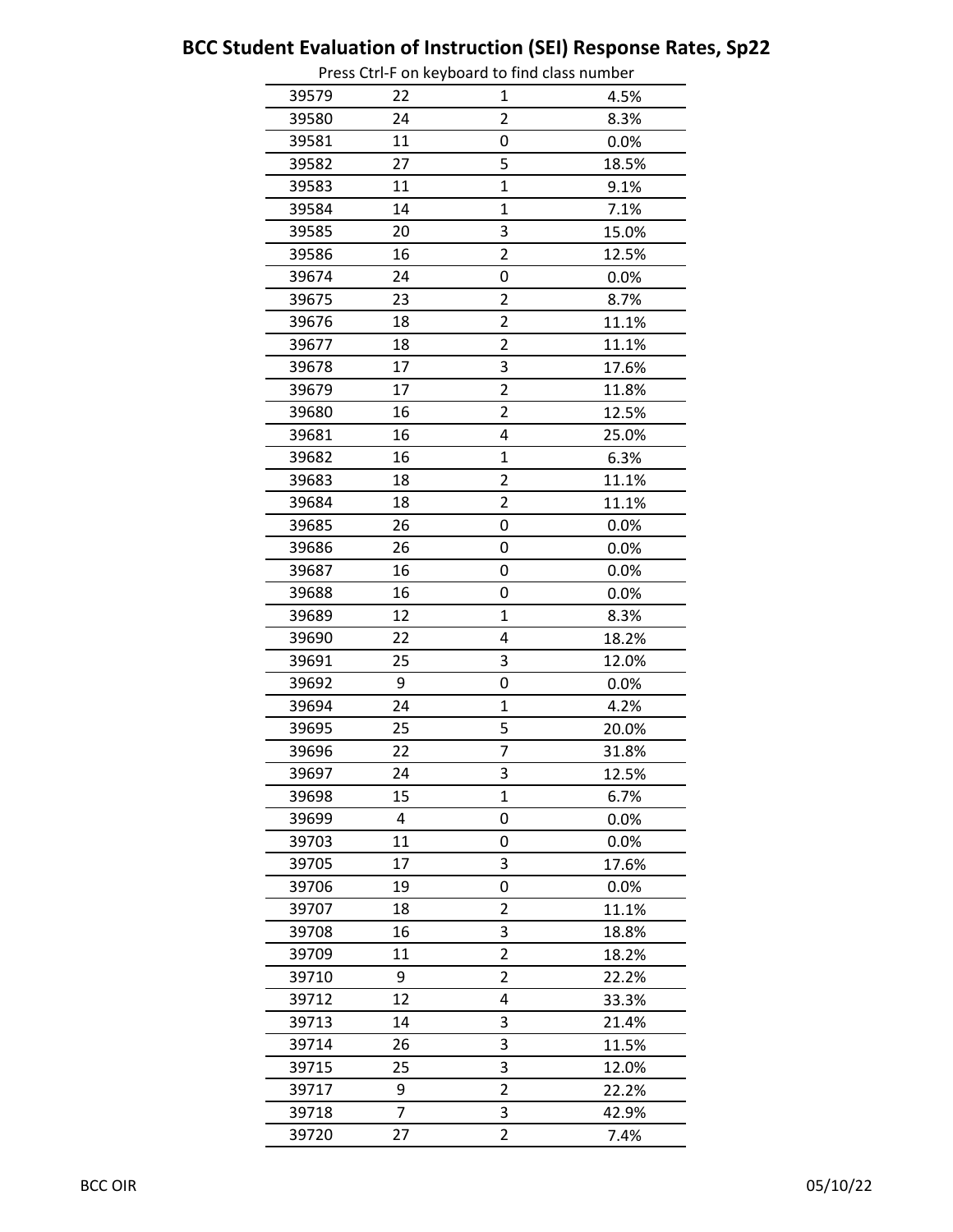## BCC Student Evaluation of Instruction (SEI) Response Rates, Sp22

Press Ctrl-F on keyboard to find class number

| | | | |
|---|---|---|---|
| 39579 | 22 | 1 | 4.5% |
| 39580 | 24 | 2 | 8.3% |
| 39581 | 11 | 0 | 0.0% |
| 39582 | 27 | 5 | 18.5% |
| 39583 | 11 | 1 | 9.1% |
| 39584 | 14 | 1 | 7.1% |
| 39585 | 20 | 3 | 15.0% |
| 39586 | 16 | 2 | 12.5% |
| 39674 | 24 | 0 | 0.0% |
| 39675 | 23 | 2 | 8.7% |
| 39676 | 18 | 2 | 11.1% |
| 39677 | 18 | 2 | 11.1% |
| 39678 | 17 | 3 | 17.6% |
| 39679 | 17 | 2 | 11.8% |
| 39680 | 16 | 2 | 12.5% |
| 39681 | 16 | 4 | 25.0% |
| 39682 | 16 | 1 | 6.3% |
| 39683 | 18 | 2 | 11.1% |
| 39684 | 18 | 2 | 11.1% |
| 39685 | 26 | 0 | 0.0% |
| 39686 | 26 | 0 | 0.0% |
| 39687 | 16 | 0 | 0.0% |
| 39688 | 16 | 0 | 0.0% |
| 39689 | 12 | 1 | 8.3% |
| 39690 | 22 | 4 | 18.2% |
| 39691 | 25 | 3 | 12.0% |
| 39692 | 9 | 0 | 0.0% |
| 39694 | 24 | 1 | 4.2% |
| 39695 | 25 | 5 | 20.0% |
| 39696 | 22 | 7 | 31.8% |
| 39697 | 24 | 3 | 12.5% |
| 39698 | 15 | 1 | 6.7% |
| 39699 | 4 | 0 | 0.0% |
| 39703 | 11 | 0 | 0.0% |
| 39705 | 17 | 3 | 17.6% |
| 39706 | 19 | 0 | 0.0% |
| 39707 | 18 | 2 | 11.1% |
| 39708 | 16 | 3 | 18.8% |
| 39709 | 11 | 2 | 18.2% |
| 39710 | 9 | 2 | 22.2% |
| 39712 | 12 | 4 | 33.3% |
| 39713 | 14 | 3 | 21.4% |
| 39714 | 26 | 3 | 11.5% |
| 39715 | 25 | 3 | 12.0% |
| 39717 | 9 | 2 | 22.2% |
| 39718 | 7 | 3 | 42.9% |
| 39720 | 27 | 2 | 7.4% |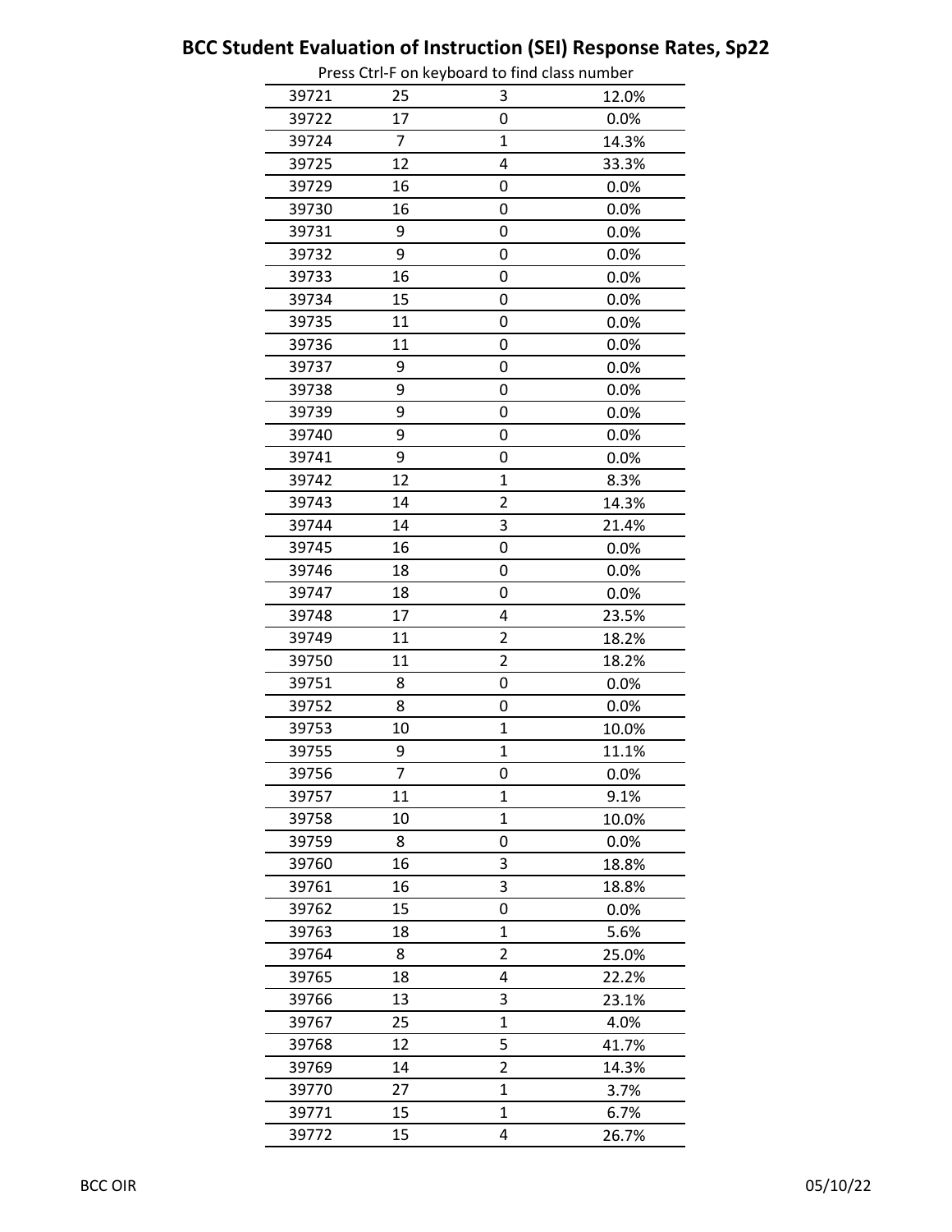# BCC Student Evaluation of Instruction (SEI) Response Rates, Sp22

Press Ctrl-F on keyboard to find class number

| | | | |
|---|---|---|---|
| 39721 | 25 | 3 | 12.0% |
| 39722 | 17 | 0 | 0.0% |
| 39724 | 7 | 1 | 14.3% |
| 39725 | 12 | 4 | 33.3% |
| 39729 | 16 | 0 | 0.0% |
| 39730 | 16 | 0 | 0.0% |
| 39731 | 9 | 0 | 0.0% |
| 39732 | 9 | 0 | 0.0% |
| 39733 | 16 | 0 | 0.0% |
| 39734 | 15 | 0 | 0.0% |
| 39735 | 11 | 0 | 0.0% |
| 39736 | 11 | 0 | 0.0% |
| 39737 | 9 | 0 | 0.0% |
| 39738 | 9 | 0 | 0.0% |
| 39739 | 9 | 0 | 0.0% |
| 39740 | 9 | 0 | 0.0% |
| 39741 | 9 | 0 | 0.0% |
| 39742 | 12 | 1 | 8.3% |
| 39743 | 14 | 2 | 14.3% |
| 39744 | 14 | 3 | 21.4% |
| 39745 | 16 | 0 | 0.0% |
| 39746 | 18 | 0 | 0.0% |
| 39747 | 18 | 0 | 0.0% |
| 39748 | 17 | 4 | 23.5% |
| 39749 | 11 | 2 | 18.2% |
| 39750 | 11 | 2 | 18.2% |
| 39751 | 8 | 0 | 0.0% |
| 39752 | 8 | 0 | 0.0% |
| 39753 | 10 | 1 | 10.0% |
| 39755 | 9 | 1 | 11.1% |
| 39756 | 7 | 0 | 0.0% |
| 39757 | 11 | 1 | 9.1% |
| 39758 | 10 | 1 | 10.0% |
| 39759 | 8 | 0 | 0.0% |
| 39760 | 16 | 3 | 18.8% |
| 39761 | 16 | 3 | 18.8% |
| 39762 | 15 | 0 | 0.0% |
| 39763 | 18 | 1 | 5.6% |
| 39764 | 8 | 2 | 25.0% |
| 39765 | 18 | 4 | 22.2% |
| 39766 | 13 | 3 | 23.1% |
| 39767 | 25 | 1 | 4.0% |
| 39768 | 12 | 5 | 41.7% |
| 39769 | 14 | 2 | 14.3% |
| 39770 | 27 | 1 | 3.7% |
| 39771 | 15 | 1 | 6.7% |
| 39772 | 15 | 4 | 26.7% |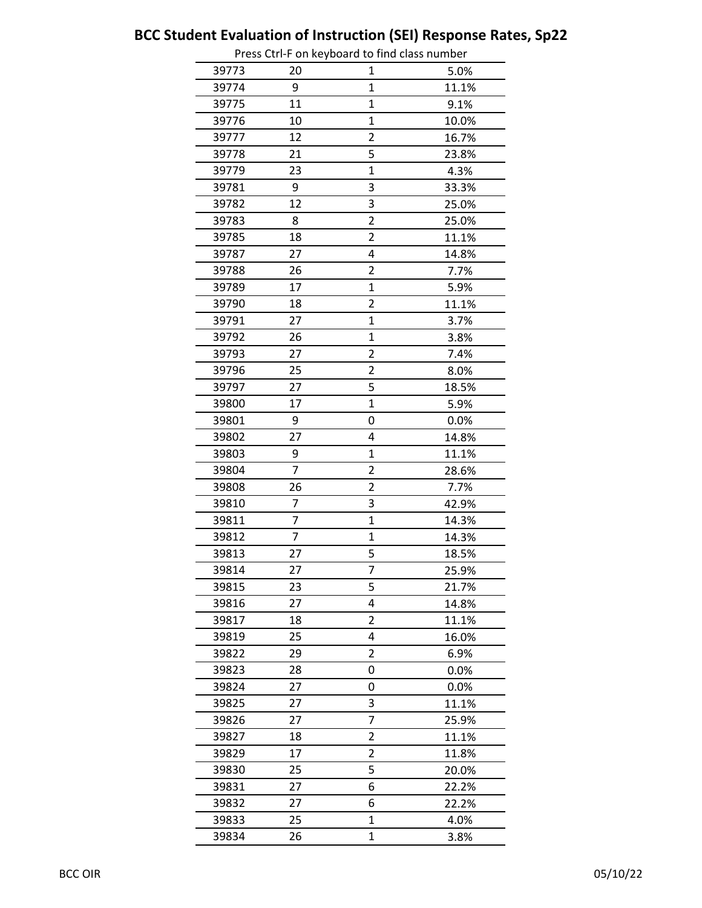# BCC Student Evaluation of Instruction (SEI) Response Rates, Sp22

Press Ctrl-F on keyboard to find class number

| | | | |
|---|---|---|---|
| 39773 | 20 | 1 | 5.0% |
| 39774 | 9 | 1 | 11.1% |
| 39775 | 11 | 1 | 9.1% |
| 39776 | 10 | 1 | 10.0% |
| 39777 | 12 | 2 | 16.7% |
| 39778 | 21 | 5 | 23.8% |
| 39779 | 23 | 1 | 4.3% |
| 39781 | 9 | 3 | 33.3% |
| 39782 | 12 | 3 | 25.0% |
| 39783 | 8 | 2 | 25.0% |
| 39785 | 18 | 2 | 11.1% |
| 39787 | 27 | 4 | 14.8% |
| 39788 | 26 | 2 | 7.7% |
| 39789 | 17 | 1 | 5.9% |
| 39790 | 18 | 2 | 11.1% |
| 39791 | 27 | 1 | 3.7% |
| 39792 | 26 | 1 | 3.8% |
| 39793 | 27 | 2 | 7.4% |
| 39796 | 25 | 2 | 8.0% |
| 39797 | 27 | 5 | 18.5% |
| 39800 | 17 | 1 | 5.9% |
| 39801 | 9 | 0 | 0.0% |
| 39802 | 27 | 4 | 14.8% |
| 39803 | 9 | 1 | 11.1% |
| 39804 | 7 | 2 | 28.6% |
| 39808 | 26 | 2 | 7.7% |
| 39810 | 7 | 3 | 42.9% |
| 39811 | 7 | 1 | 14.3% |
| 39812 | 7 | 1 | 14.3% |
| 39813 | 27 | 5 | 18.5% |
| 39814 | 27 | 7 | 25.9% |
| 39815 | 23 | 5 | 21.7% |
| 39816 | 27 | 4 | 14.8% |
| 39817 | 18 | 2 | 11.1% |
| 39819 | 25 | 4 | 16.0% |
| 39822 | 29 | 2 | 6.9% |
| 39823 | 28 | 0 | 0.0% |
| 39824 | 27 | 0 | 0.0% |
| 39825 | 27 | 3 | 11.1% |
| 39826 | 27 | 7 | 25.9% |
| 39827 | 18 | 2 | 11.1% |
| 39829 | 17 | 2 | 11.8% |
| 39830 | 25 | 5 | 20.0% |
| 39831 | 27 | 6 | 22.2% |
| 39832 | 27 | 6 | 22.2% |
| 39833 | 25 | 1 | 4.0% |
| 39834 | 26 | 1 | 3.8% |

BCC OIR 05/10/22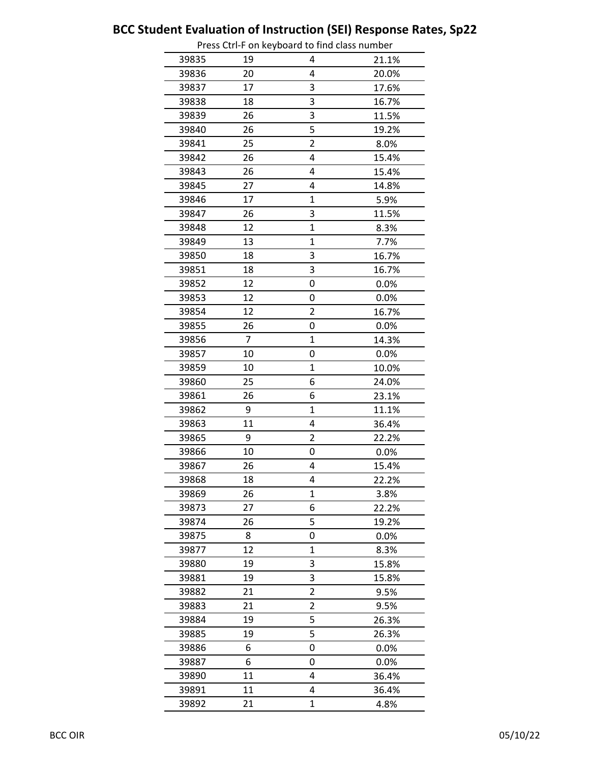# BCC Student Evaluation of Instruction (SEI) Response Rates, Sp22

Press Ctrl-F on keyboard to find class number

| | | | |
|---|---|---|---|
| 39835 | 19 | 4 | 21.1% |
| 39836 | 20 | 4 | 20.0% |
| 39837 | 17 | 3 | 17.6% |
| 39838 | 18 | 3 | 16.7% |
| 39839 | 26 | 3 | 11.5% |
| 39840 | 26 | 5 | 19.2% |
| 39841 | 25 | 2 | 8.0% |
| 39842 | 26 | 4 | 15.4% |
| 39843 | 26 | 4 | 15.4% |
| 39845 | 27 | 4 | 14.8% |
| 39846 | 17 | 1 | 5.9% |
| 39847 | 26 | 3 | 11.5% |
| 39848 | 12 | 1 | 8.3% |
| 39849 | 13 | 1 | 7.7% |
| 39850 | 18 | 3 | 16.7% |
| 39851 | 18 | 3 | 16.7% |
| 39852 | 12 | 0 | 0.0% |
| 39853 | 12 | 0 | 0.0% |
| 39854 | 12 | 2 | 16.7% |
| 39855 | 26 | 0 | 0.0% |
| 39856 | 7 | 1 | 14.3% |
| 39857 | 10 | 0 | 0.0% |
| 39859 | 10 | 1 | 10.0% |
| 39860 | 25 | 6 | 24.0% |
| 39861 | 26 | 6 | 23.1% |
| 39862 | 9 | 1 | 11.1% |
| 39863 | 11 | 4 | 36.4% |
| 39865 | 9 | 2 | 22.2% |
| 39866 | 10 | 0 | 0.0% |
| 39867 | 26 | 4 | 15.4% |
| 39868 | 18 | 4 | 22.2% |
| 39869 | 26 | 1 | 3.8% |
| 39873 | 27 | 6 | 22.2% |
| 39874 | 26 | 5 | 19.2% |
| 39875 | 8 | 0 | 0.0% |
| 39877 | 12 | 1 | 8.3% |
| 39880 | 19 | 3 | 15.8% |
| 39881 | 19 | 3 | 15.8% |
| 39882 | 21 | 2 | 9.5% |
| 39883 | 21 | 2 | 9.5% |
| 39884 | 19 | 5 | 26.3% |
| 39885 | 19 | 5 | 26.3% |
| 39886 | 6 | 0 | 0.0% |
| 39887 | 6 | 0 | 0.0% |
| 39890 | 11 | 4 | 36.4% |
| 39891 | 11 | 4 | 36.4% |
| 39892 | 21 | 1 | 4.8% |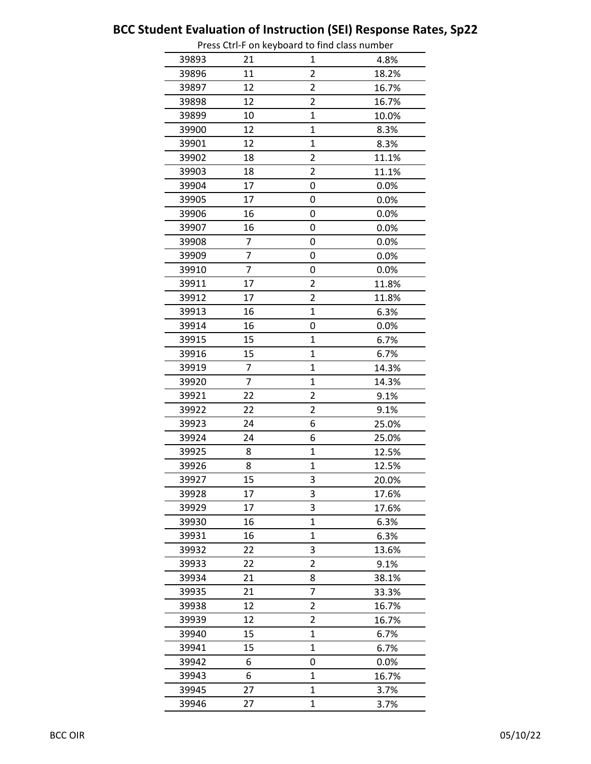## BCC Student Evaluation of Instruction (SEI) Response Rates, Sp22

Press Ctrl-F on keyboard to find class number

| | | | |
|---|---|---|---|
| 39893 | 21 | 1 | 4.8% |
| 39896 | 11 | 2 | 18.2% |
| 39897 | 12 | 2 | 16.7% |
| 39898 | 12 | 2 | 16.7% |
| 39899 | 10 | 1 | 10.0% |
| 39900 | 12 | 1 | 8.3% |
| 39901 | 12 | 1 | 8.3% |
| 39902 | 18 | 2 | 11.1% |
| 39903 | 18 | 2 | 11.1% |
| 39904 | 17 | 0 | 0.0% |
| 39905 | 17 | 0 | 0.0% |
| 39906 | 16 | 0 | 0.0% |
| 39907 | 16 | 0 | 0.0% |
| 39908 | 7 | 0 | 0.0% |
| 39909 | 7 | 0 | 0.0% |
| 39910 | 7 | 0 | 0.0% |
| 39911 | 17 | 2 | 11.8% |
| 39912 | 17 | 2 | 11.8% |
| 39913 | 16 | 1 | 6.3% |
| 39914 | 16 | 0 | 0.0% |
| 39915 | 15 | 1 | 6.7% |
| 39916 | 15 | 1 | 6.7% |
| 39919 | 7 | 1 | 14.3% |
| 39920 | 7 | 1 | 14.3% |
| 39921 | 22 | 2 | 9.1% |
| 39922 | 22 | 2 | 9.1% |
| 39923 | 24 | 6 | 25.0% |
| 39924 | 24 | 6 | 25.0% |
| 39925 | 8 | 1 | 12.5% |
| 39926 | 8 | 1 | 12.5% |
| 39927 | 15 | 3 | 20.0% |
| 39928 | 17 | 3 | 17.6% |
| 39929 | 17 | 3 | 17.6% |
| 39930 | 16 | 1 | 6.3% |
| 39931 | 16 | 1 | 6.3% |
| 39932 | 22 | 3 | 13.6% |
| 39933 | 22 | 2 | 9.1% |
| 39934 | 21 | 8 | 38.1% |
| 39935 | 21 | 7 | 33.3% |
| 39938 | 12 | 2 | 16.7% |
| 39939 | 12 | 2 | 16.7% |
| 39940 | 15 | 1 | 6.7% |
| 39941 | 15 | 1 | 6.7% |
| 39942 | 6 | 0 | 0.0% |
| 39943 | 6 | 1 | 16.7% |
| 39945 | 27 | 1 | 3.7% |
| 39946 | 27 | 1 | 3.7% |

BCC OIR 05/10/22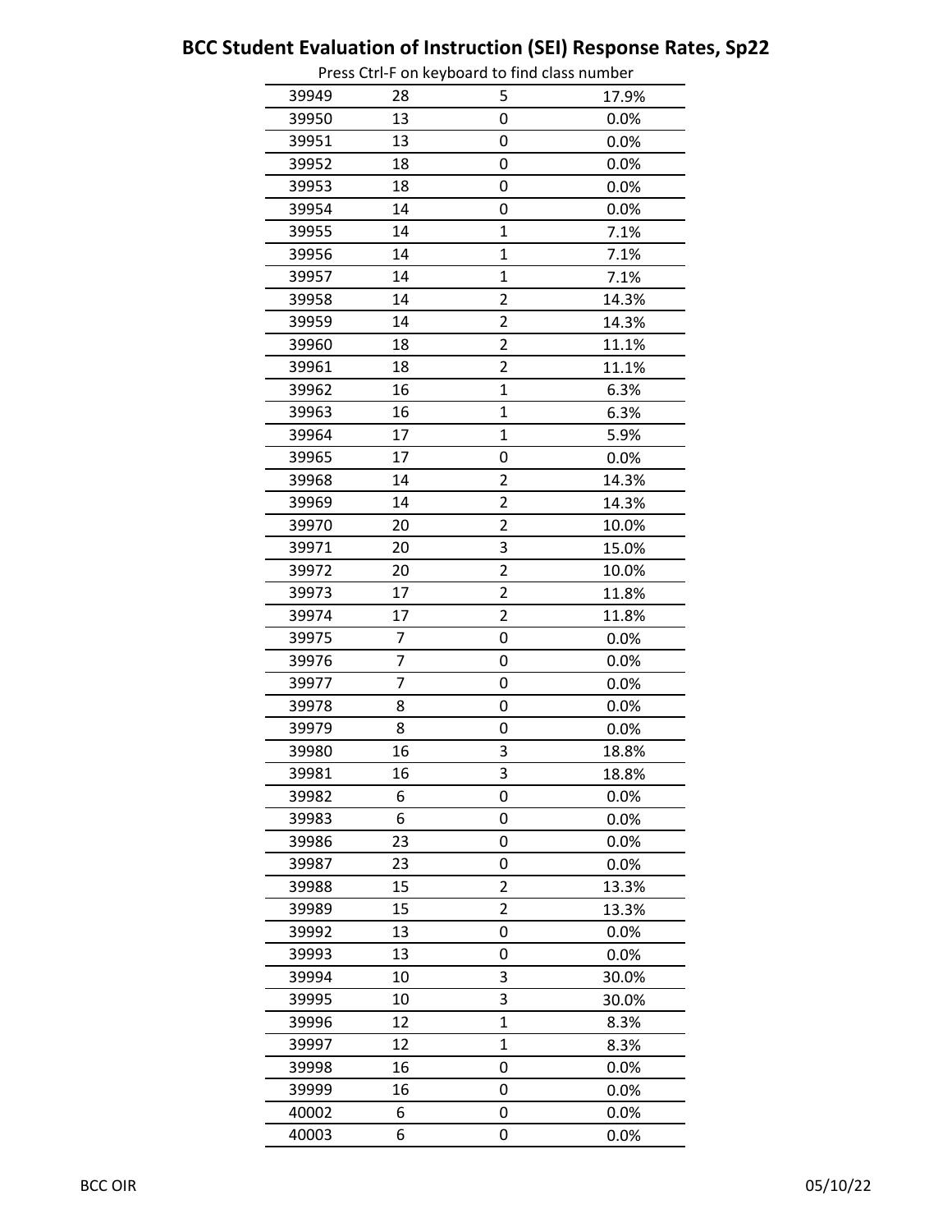| | | | |
|---|---|---|---|
| 39949 | 28 | 5 | 17.9% |
| 39950 | 13 | 0 | 0.0% |
| 39951 | 13 | 0 | 0.0% |
| 39952 | 18 | 0 | 0.0% |
| 39953 | 18 | 0 | 0.0% |
| 39954 | 14 | 0 | 0.0% |
| 39955 | 14 | 1 | 7.1% |
| 39956 | 14 | 1 | 7.1% |
| 39957 | 14 | 1 | 7.1% |
| 39958 | 14 | 2 | 14.3% |
| 39959 | 14 | 2 | 14.3% |
| 39960 | 18 | 2 | 11.1% |
| 39961 | 18 | 2 | 11.1% |
| 39962 | 16 | 1 | 6.3% |
| 39963 | 16 | 1 | 6.3% |
| 39964 | 17 | 1 | 5.9% |
| 39965 | 17 | 0 | 0.0% |
| 39968 | 14 | 2 | 14.3% |
| 39969 | 14 | 2 | 14.3% |
| 39970 | 20 | 2 | 10.0% |
| 39971 | 20 | 3 | 15.0% |
| 39972 | 20 | 2 | 10.0% |
| 39973 | 17 | 2 | 11.8% |
| 39974 | 17 | 2 | 11.8% |
| 39975 | 7 | 0 | 0.0% |
| 39976 | 7 | 0 | 0.0% |
| 39977 | 7 | 0 | 0.0% |
| 39978 | 8 | 0 | 0.0% |
| 39979 | 8 | 0 | 0.0% |
| 39980 | 16 | 3 | 18.8% |
| 39981 | 16 | 3 | 18.8% |
| 39982 | 6 | 0 | 0.0% |
| 39983 | 6 | 0 | 0.0% |
| 39986 | 23 | 0 | 0.0% |
| 39987 | 23 | 0 | 0.0% |
| 39988 | 15 | 2 | 13.3% |
| 39989 | 15 | 2 | 13.3% |
| 39992 | 13 | 0 | 0.0% |
| 39993 | 13 | 0 | 0.0% |
| 39994 | 10 | 3 | 30.0% |
| 39995 | 10 | 3 | 30.0% |
| 39996 | 12 | 1 | 8.3% |
| 39997 | 12 | 1 | 8.3% |
| 39998 | 16 | 0 | 0.0% |
| 39999 | 16 | 0 | 0.0% |
| 40002 | 6 | 0 | 0.0% |
| 40003 | 6 | 0 | 0.0% |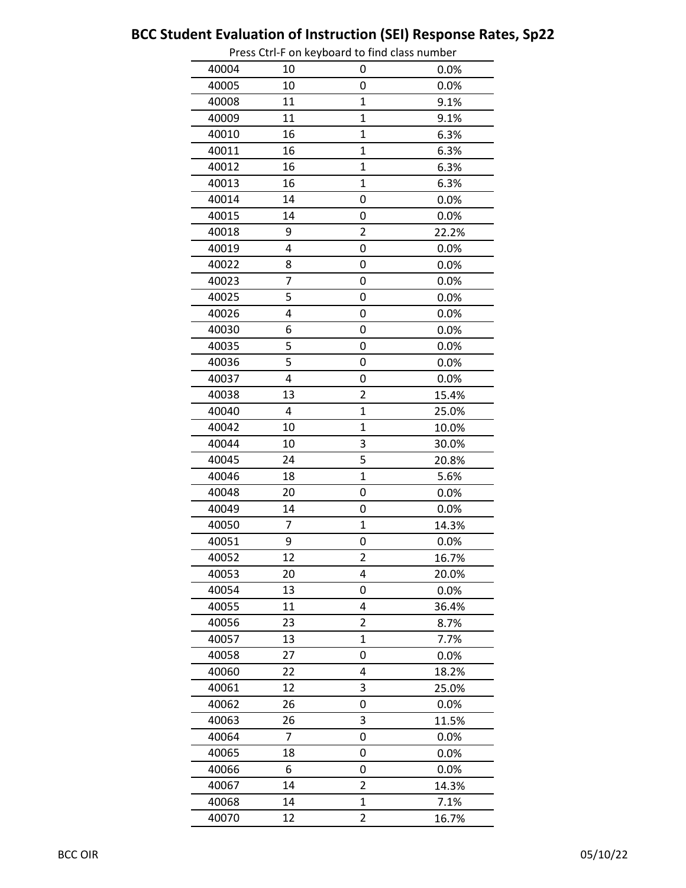## BCC Student Evaluation of Instruction (SEI) Response Rates, Sp22

Press Ctrl-F on keyboard to find class number

| | | | |
|---|---|---|---|
| 40004 | 10 | 0 | 0.0% |
| 40005 | 10 | 0 | 0.0% |
| 40008 | 11 | 1 | 9.1% |
| 40009 | 11 | 1 | 9.1% |
| 40010 | 16 | 1 | 6.3% |
| 40011 | 16 | 1 | 6.3% |
| 40012 | 16 | 1 | 6.3% |
| 40013 | 16 | 1 | 6.3% |
| 40014 | 14 | 0 | 0.0% |
| 40015 | 14 | 0 | 0.0% |
| 40018 | 9 | 2 | 22.2% |
| 40019 | 4 | 0 | 0.0% |
| 40022 | 8 | 0 | 0.0% |
| 40023 | 7 | 0 | 0.0% |
| 40025 | 5 | 0 | 0.0% |
| 40026 | 4 | 0 | 0.0% |
| 40030 | 6 | 0 | 0.0% |
| 40035 | 5 | 0 | 0.0% |
| 40036 | 5 | 0 | 0.0% |
| 40037 | 4 | 0 | 0.0% |
| 40038 | 13 | 2 | 15.4% |
| 40040 | 4 | 1 | 25.0% |
| 40042 | 10 | 1 | 10.0% |
| 40044 | 10 | 3 | 30.0% |
| 40045 | 24 | 5 | 20.8% |
| 40046 | 18 | 1 | 5.6% |
| 40048 | 20 | 0 | 0.0% |
| 40049 | 14 | 0 | 0.0% |
| 40050 | 7 | 1 | 14.3% |
| 40051 | 9 | 0 | 0.0% |
| 40052 | 12 | 2 | 16.7% |
| 40053 | 20 | 4 | 20.0% |
| 40054 | 13 | 0 | 0.0% |
| 40055 | 11 | 4 | 36.4% |
| 40056 | 23 | 2 | 8.7% |
| 40057 | 13 | 1 | 7.7% |
| 40058 | 27 | 0 | 0.0% |
| 40060 | 22 | 4 | 18.2% |
| 40061 | 12 | 3 | 25.0% |
| 40062 | 26 | 0 | 0.0% |
| 40063 | 26 | 3 | 11.5% |
| 40064 | 7 | 0 | 0.0% |
| 40065 | 18 | 0 | 0.0% |
| 40066 | 6 | 0 | 0.0% |
| 40067 | 14 | 2 | 14.3% |
| 40068 | 14 | 1 | 7.1% |
| 40070 | 12 | 2 | 16.7% |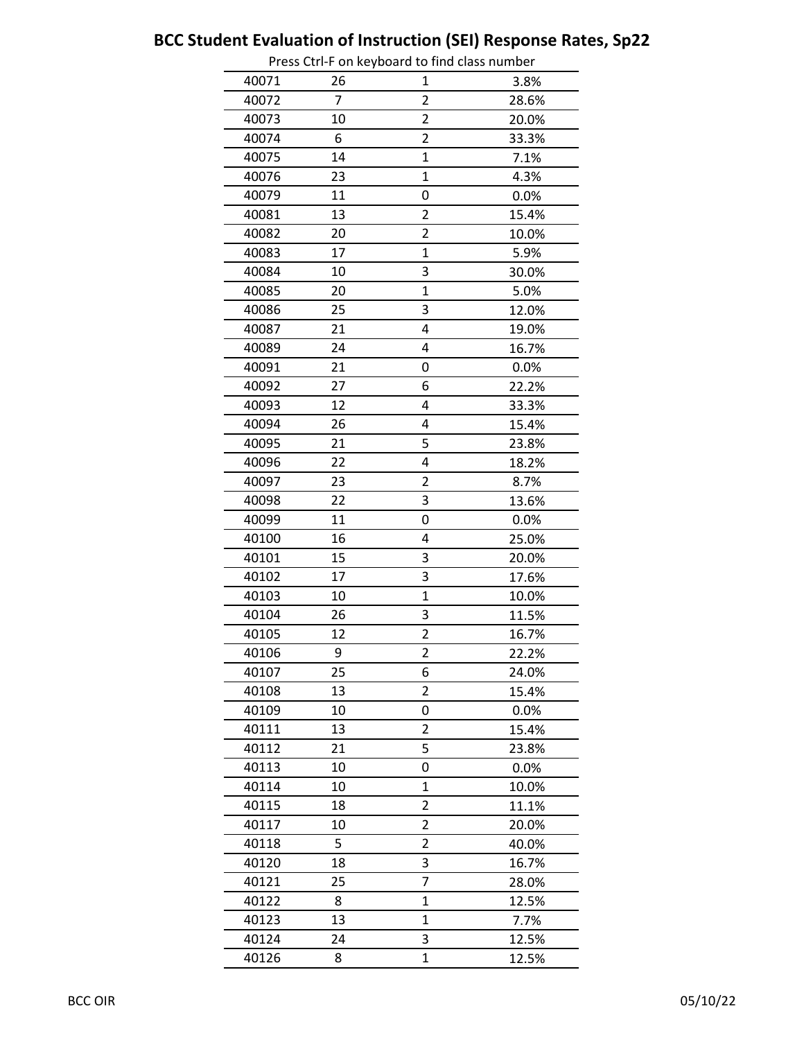# BCC Student Evaluation of Instruction (SEI) Response Rates, Sp22

Press Ctrl-F on keyboard to find class number

| | | | |
|---|---|---|---|
| 40071 | 26 | 1 | 3.8% |
| 40072 | 7 | 2 | 28.6% |
| 40073 | 10 | 2 | 20.0% |
| 40074 | 6 | 2 | 33.3% |
| 40075 | 14 | 1 | 7.1% |
| 40076 | 23 | 1 | 4.3% |
| 40079 | 11 | 0 | 0.0% |
| 40081 | 13 | 2 | 15.4% |
| 40082 | 20 | 2 | 10.0% |
| 40083 | 17 | 1 | 5.9% |
| 40084 | 10 | 3 | 30.0% |
| 40085 | 20 | 1 | 5.0% |
| 40086 | 25 | 3 | 12.0% |
| 40087 | 21 | 4 | 19.0% |
| 40089 | 24 | 4 | 16.7% |
| 40091 | 21 | 0 | 0.0% |
| 40092 | 27 | 6 | 22.2% |
| 40093 | 12 | 4 | 33.3% |
| 40094 | 26 | 4 | 15.4% |
| 40095 | 21 | 5 | 23.8% |
| 40096 | 22 | 4 | 18.2% |
| 40097 | 23 | 2 | 8.7% |
| 40098 | 22 | 3 | 13.6% |
| 40099 | 11 | 0 | 0.0% |
| 40100 | 16 | 4 | 25.0% |
| 40101 | 15 | 3 | 20.0% |
| 40102 | 17 | 3 | 17.6% |
| 40103 | 10 | 1 | 10.0% |
| 40104 | 26 | 3 | 11.5% |
| 40105 | 12 | 2 | 16.7% |
| 40106 | 9 | 2 | 22.2% |
| 40107 | 25 | 6 | 24.0% |
| 40108 | 13 | 2 | 15.4% |
| 40109 | 10 | 0 | 0.0% |
| 40111 | 13 | 2 | 15.4% |
| 40112 | 21 | 5 | 23.8% |
| 40113 | 10 | 0 | 0.0% |
| 40114 | 10 | 1 | 10.0% |
| 40115 | 18 | 2 | 11.1% |
| 40117 | 10 | 2 | 20.0% |
| 40118 | 5 | 2 | 40.0% |
| 40120 | 18 | 3 | 16.7% |
| 40121 | 25 | 7 | 28.0% |
| 40122 | 8 | 1 | 12.5% |
| 40123 | 13 | 1 | 7.7% |
| 40124 | 24 | 3 | 12.5% |
| 40126 | 8 | 1 | 12.5% |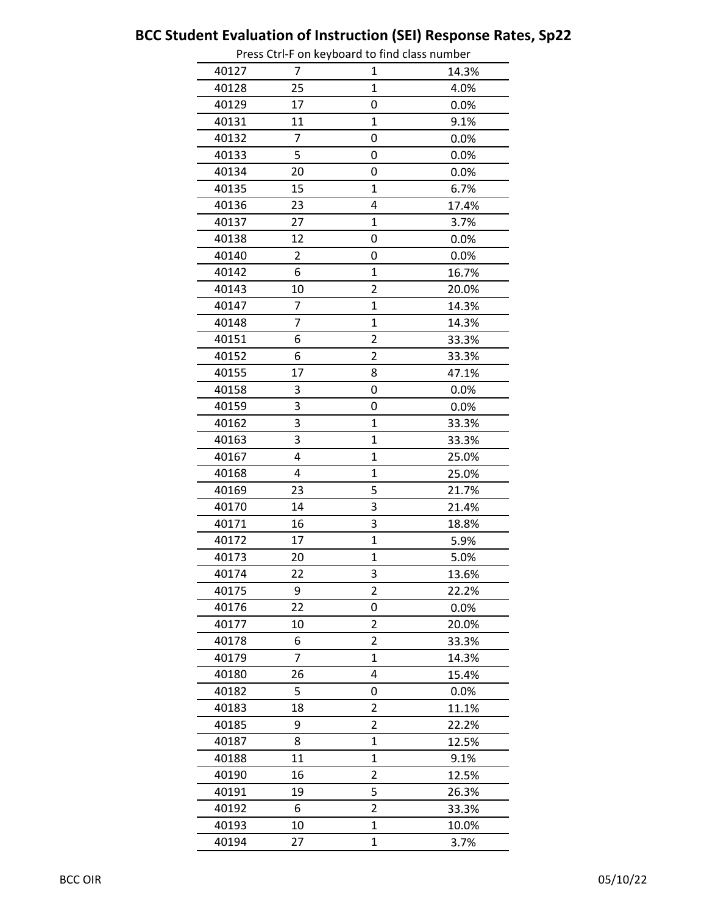# BCC Student Evaluation of Instruction (SEI) Response Rates, Sp22

Press Ctrl-F on keyboard to find class number

| | | | |
|---|---|---|---|
| 40127 | 7 | 1 | 14.3% |
| 40128 | 25 | 1 | 4.0% |
| 40129 | 17 | 0 | 0.0% |
| 40131 | 11 | 1 | 9.1% |
| 40132 | 7 | 0 | 0.0% |
| 40133 | 5 | 0 | 0.0% |
| 40134 | 20 | 0 | 0.0% |
| 40135 | 15 | 1 | 6.7% |
| 40136 | 23 | 4 | 17.4% |
| 40137 | 27 | 1 | 3.7% |
| 40138 | 12 | 0 | 0.0% |
| 40140 | 2 | 0 | 0.0% |
| 40142 | 6 | 1 | 16.7% |
| 40143 | 10 | 2 | 20.0% |
| 40147 | 7 | 1 | 14.3% |
| 40148 | 7 | 1 | 14.3% |
| 40151 | 6 | 2 | 33.3% |
| 40152 | 6 | 2 | 33.3% |
| 40155 | 17 | 8 | 47.1% |
| 40158 | 3 | 0 | 0.0% |
| 40159 | 3 | 0 | 0.0% |
| 40162 | 3 | 1 | 33.3% |
| 40163 | 3 | 1 | 33.3% |
| 40167 | 4 | 1 | 25.0% |
| 40168 | 4 | 1 | 25.0% |
| 40169 | 23 | 5 | 21.7% |
| 40170 | 14 | 3 | 21.4% |
| 40171 | 16 | 3 | 18.8% |
| 40172 | 17 | 1 | 5.9% |
| 40173 | 20 | 1 | 5.0% |
| 40174 | 22 | 3 | 13.6% |
| 40175 | 9 | 2 | 22.2% |
| 40176 | 22 | 0 | 0.0% |
| 40177 | 10 | 2 | 20.0% |
| 40178 | 6 | 2 | 33.3% |
| 40179 | 7 | 1 | 14.3% |
| 40180 | 26 | 4 | 15.4% |
| 40182 | 5 | 0 | 0.0% |
| 40183 | 18 | 2 | 11.1% |
| 40185 | 9 | 2 | 22.2% |
| 40187 | 8 | 1 | 12.5% |
| 40188 | 11 | 1 | 9.1% |
| 40190 | 16 | 2 | 12.5% |
| 40191 | 19 | 5 | 26.3% |
| 40192 | 6 | 2 | 33.3% |
| 40193 | 10 | 1 | 10.0% |
| 40194 | 27 | 1 | 3.7% |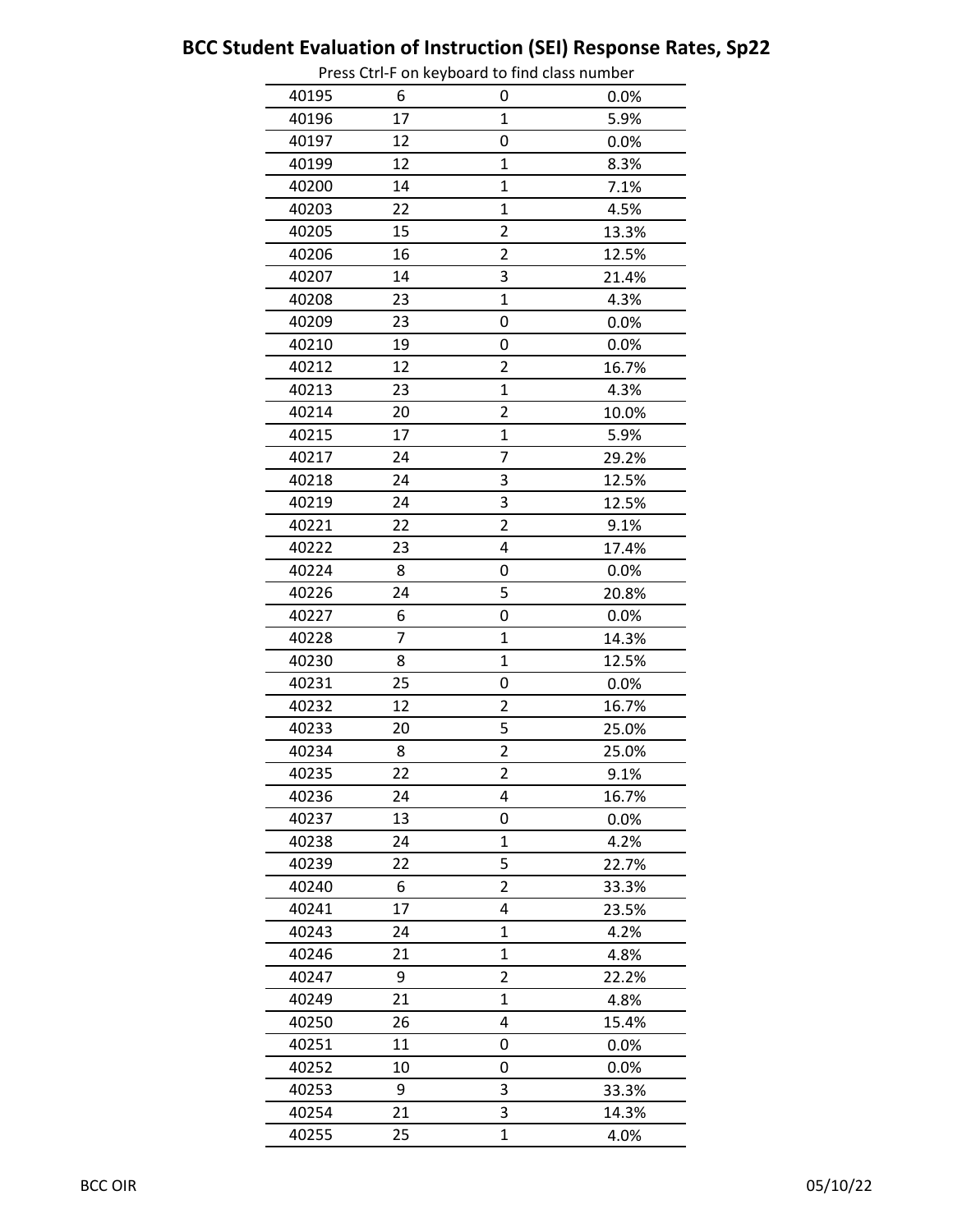# BCC Student Evaluation of Instruction (SEI) Response Rates, Sp22

Press Ctrl-F on keyboard to find class number

| | | | |
|---|---|---|---|
| 40195 | 6 | 0 | 0.0% |
| 40196 | 17 | 1 | 5.9% |
| 40197 | 12 | 0 | 0.0% |
| 40199 | 12 | 1 | 8.3% |
| 40200 | 14 | 1 | 7.1% |
| 40203 | 22 | 1 | 4.5% |
| 40205 | 15 | 2 | 13.3% |
| 40206 | 16 | 2 | 12.5% |
| 40207 | 14 | 3 | 21.4% |
| 40208 | 23 | 1 | 4.3% |
| 40209 | 23 | 0 | 0.0% |
| 40210 | 19 | 0 | 0.0% |
| 40212 | 12 | 2 | 16.7% |
| 40213 | 23 | 1 | 4.3% |
| 40214 | 20 | 2 | 10.0% |
| 40215 | 17 | 1 | 5.9% |
| 40217 | 24 | 7 | 29.2% |
| 40218 | 24 | 3 | 12.5% |
| 40219 | 24 | 3 | 12.5% |
| 40221 | 22 | 2 | 9.1% |
| 40222 | 23 | 4 | 17.4% |
| 40224 | 8 | 0 | 0.0% |
| 40226 | 24 | 5 | 20.8% |
| 40227 | 6 | 0 | 0.0% |
| 40228 | 7 | 1 | 14.3% |
| 40230 | 8 | 1 | 12.5% |
| 40231 | 25 | 0 | 0.0% |
| 40232 | 12 | 2 | 16.7% |
| 40233 | 20 | 5 | 25.0% |
| 40234 | 8 | 2 | 25.0% |
| 40235 | 22 | 2 | 9.1% |
| 40236 | 24 | 4 | 16.7% |
| 40237 | 13 | 0 | 0.0% |
| 40238 | 24 | 1 | 4.2% |
| 40239 | 22 | 5 | 22.7% |
| 40240 | 6 | 2 | 33.3% |
| 40241 | 17 | 4 | 23.5% |
| 40243 | 24 | 1 | 4.2% |
| 40246 | 21 | 1 | 4.8% |
| 40247 | 9 | 2 | 22.2% |
| 40249 | 21 | 1 | 4.8% |
| 40250 | 26 | 4 | 15.4% |
| 40251 | 11 | 0 | 0.0% |
| 40252 | 10 | 0 | 0.0% |
| 40253 | 9 | 3 | 33.3% |
| 40254 | 21 | 3 | 14.3% |
| 40255 | 25 | 1 | 4.0% |

BCC OIR 05/10/22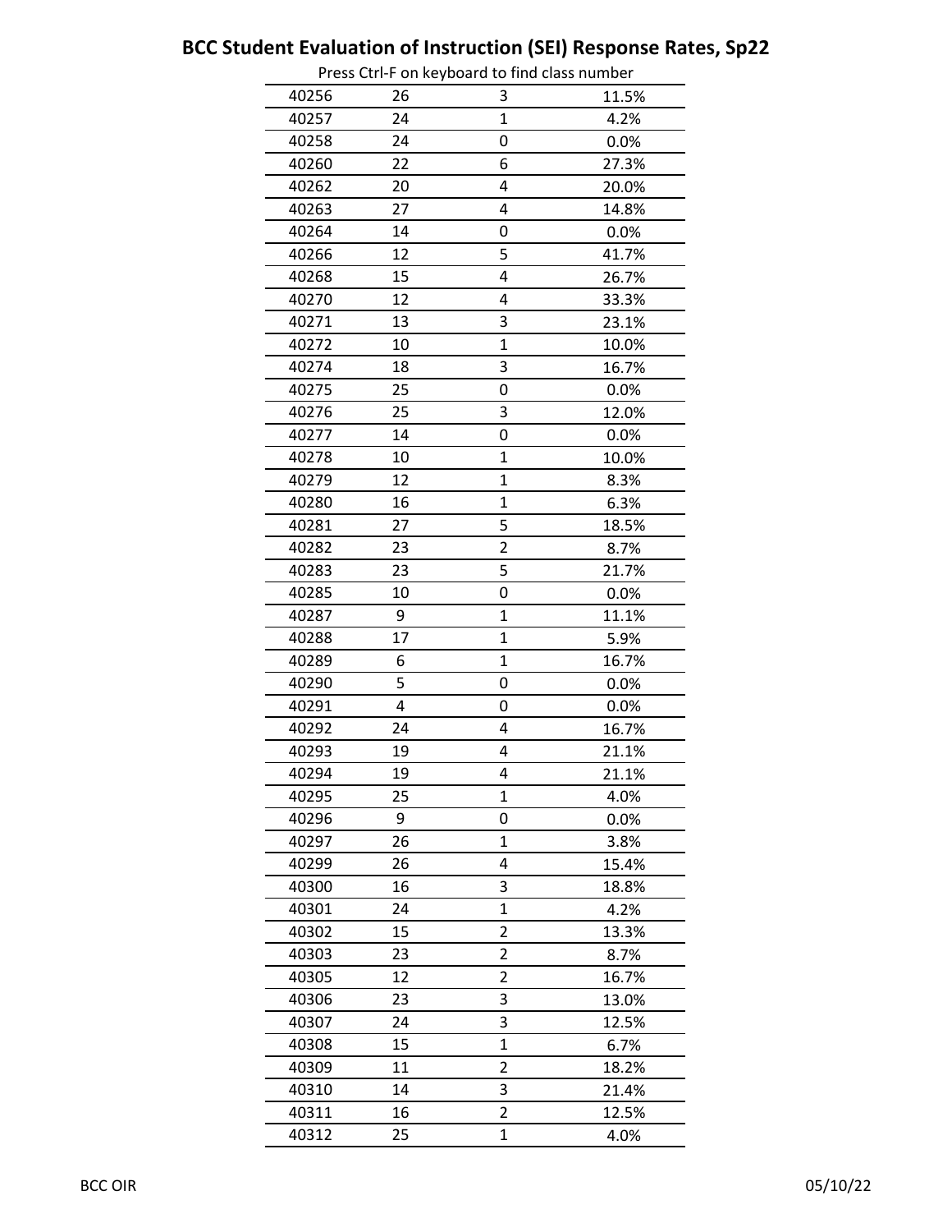# BCC Student Evaluation of Instruction (SEI) Response Rates, Sp22

Press Ctrl-F on keyboard to find class number

| | | | |
|---|---|---|---|
| 40256 | 26 | 3 | 11.5% |
| 40257 | 24 | 1 | 4.2% |
| 40258 | 24 | 0 | 0.0% |
| 40260 | 22 | 6 | 27.3% |
| 40262 | 20 | 4 | 20.0% |
| 40263 | 27 | 4 | 14.8% |
| 40264 | 14 | 0 | 0.0% |
| 40266 | 12 | 5 | 41.7% |
| 40268 | 15 | 4 | 26.7% |
| 40270 | 12 | 4 | 33.3% |
| 40271 | 13 | 3 | 23.1% |
| 40272 | 10 | 1 | 10.0% |
| 40274 | 18 | 3 | 16.7% |
| 40275 | 25 | 0 | 0.0% |
| 40276 | 25 | 3 | 12.0% |
| 40277 | 14 | 0 | 0.0% |
| 40278 | 10 | 1 | 10.0% |
| 40279 | 12 | 1 | 8.3% |
| 40280 | 16 | 1 | 6.3% |
| 40281 | 27 | 5 | 18.5% |
| 40282 | 23 | 2 | 8.7% |
| 40283 | 23 | 5 | 21.7% |
| 40285 | 10 | 0 | 0.0% |
| 40287 | 9 | 1 | 11.1% |
| 40288 | 17 | 1 | 5.9% |
| 40289 | 6 | 1 | 16.7% |
| 40290 | 5 | 0 | 0.0% |
| 40291 | 4 | 0 | 0.0% |
| 40292 | 24 | 4 | 16.7% |
| 40293 | 19 | 4 | 21.1% |
| 40294 | 19 | 4 | 21.1% |
| 40295 | 25 | 1 | 4.0% |
| 40296 | 9 | 0 | 0.0% |
| 40297 | 26 | 1 | 3.8% |
| 40299 | 26 | 4 | 15.4% |
| 40300 | 16 | 3 | 18.8% |
| 40301 | 24 | 1 | 4.2% |
| 40302 | 15 | 2 | 13.3% |
| 40303 | 23 | 2 | 8.7% |
| 40305 | 12 | 2 | 16.7% |
| 40306 | 23 | 3 | 13.0% |
| 40307 | 24 | 3 | 12.5% |
| 40308 | 15 | 1 | 6.7% |
| 40309 | 11 | 2 | 18.2% |
| 40310 | 14 | 3 | 21.4% |
| 40311 | 16 | 2 | 12.5% |
| 40312 | 25 | 1 | 4.0% |

BCC OIR 05/10/22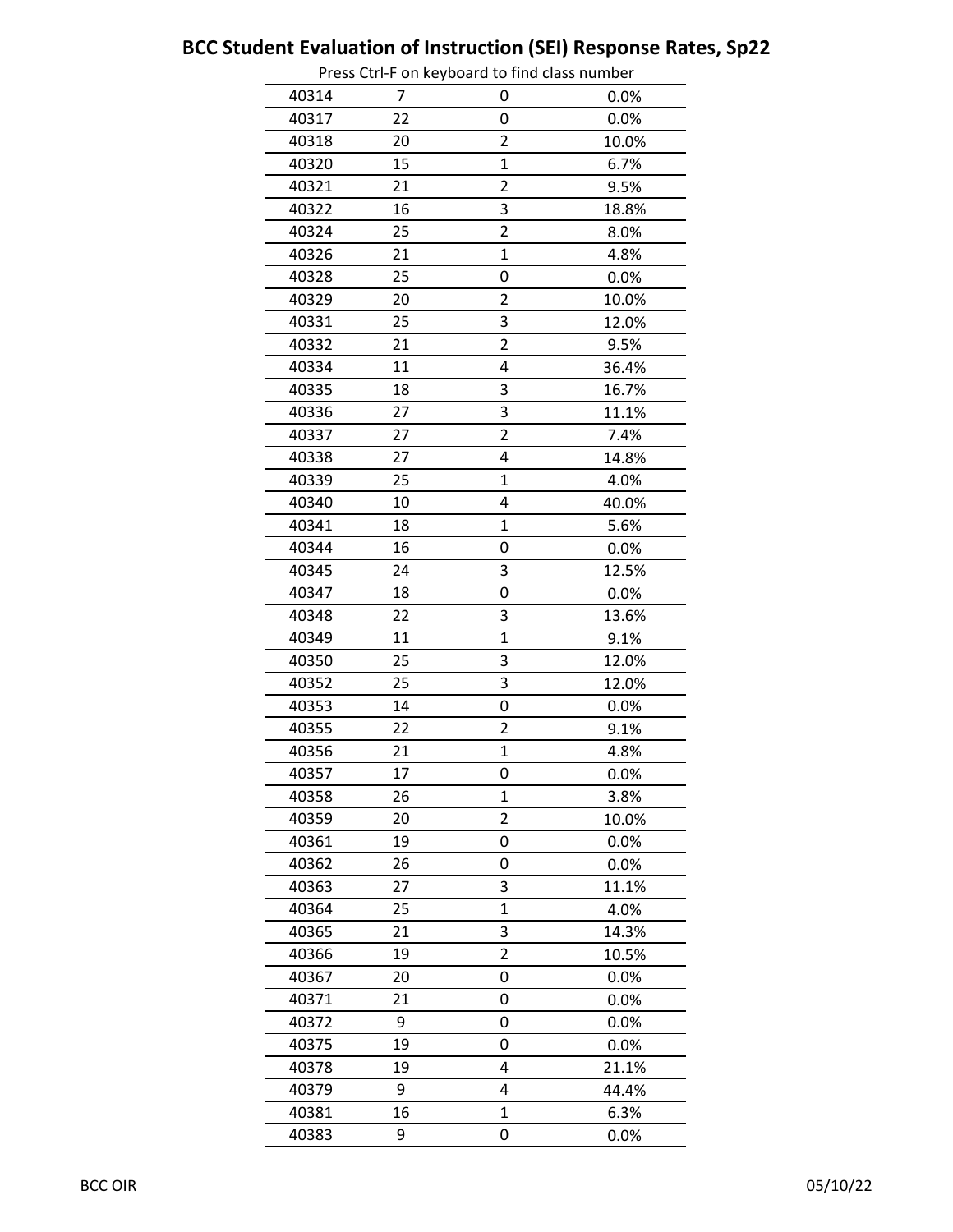# BCC Student Evaluation of Instruction (SEI) Response Rates, Sp22

Press Ctrl-F on keyboard to find class number

| | | | |
|---|---|---|---|
| 40314 | 7 | 0 | 0.0% |
| 40317 | 22 | 0 | 0.0% |
| 40318 | 20 | 2 | 10.0% |
| 40320 | 15 | 1 | 6.7% |
| 40321 | 21 | 2 | 9.5% |
| 40322 | 16 | 3 | 18.8% |
| 40324 | 25 | 2 | 8.0% |
| 40326 | 21 | 1 | 4.8% |
| 40328 | 25 | 0 | 0.0% |
| 40329 | 20 | 2 | 10.0% |
| 40331 | 25 | 3 | 12.0% |
| 40332 | 21 | 2 | 9.5% |
| 40334 | 11 | 4 | 36.4% |
| 40335 | 18 | 3 | 16.7% |
| 40336 | 27 | 3 | 11.1% |
| 40337 | 27 | 2 | 7.4% |
| 40338 | 27 | 4 | 14.8% |
| 40339 | 25 | 1 | 4.0% |
| 40340 | 10 | 4 | 40.0% |
| 40341 | 18 | 1 | 5.6% |
| 40344 | 16 | 0 | 0.0% |
| 40345 | 24 | 3 | 12.5% |
| 40347 | 18 | 0 | 0.0% |
| 40348 | 22 | 3 | 13.6% |
| 40349 | 11 | 1 | 9.1% |
| 40350 | 25 | 3 | 12.0% |
| 40352 | 25 | 3 | 12.0% |
| 40353 | 14 | 0 | 0.0% |
| 40355 | 22 | 2 | 9.1% |
| 40356 | 21 | 1 | 4.8% |
| 40357 | 17 | 0 | 0.0% |
| 40358 | 26 | 1 | 3.8% |
| 40359 | 20 | 2 | 10.0% |
| 40361 | 19 | 0 | 0.0% |
| 40362 | 26 | 0 | 0.0% |
| 40363 | 27 | 3 | 11.1% |
| 40364 | 25 | 1 | 4.0% |
| 40365 | 21 | 3 | 14.3% |
| 40366 | 19 | 2 | 10.5% |
| 40367 | 20 | 0 | 0.0% |
| 40371 | 21 | 0 | 0.0% |
| 40372 | 9 | 0 | 0.0% |
| 40375 | 19 | 0 | 0.0% |
| 40378 | 19 | 4 | 21.1% |
| 40379 | 9 | 4 | 44.4% |
| 40381 | 16 | 1 | 6.3% |
| 40383 | 9 | 0 | 0.0% |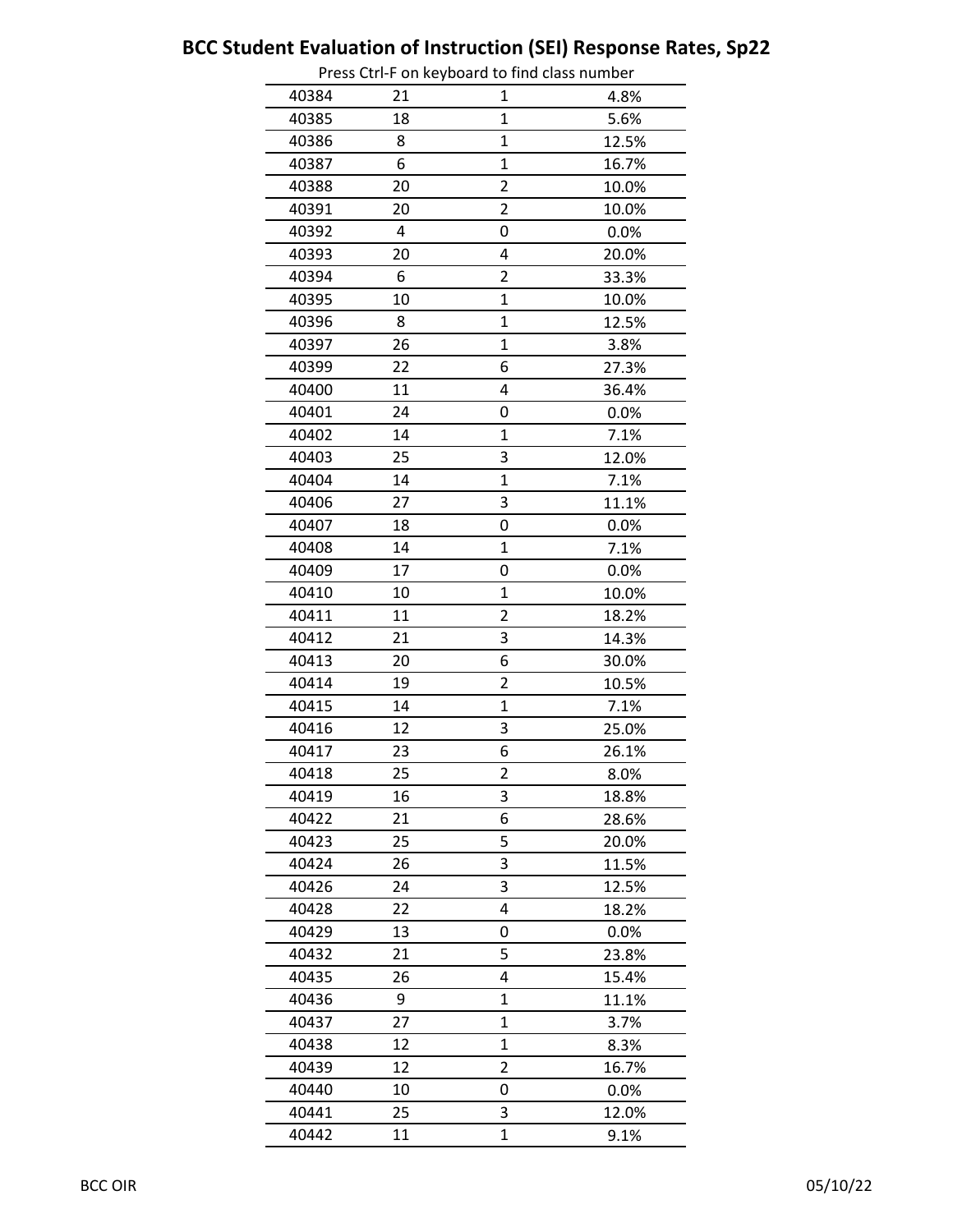# BCC Student Evaluation of Instruction (SEI) Response Rates, Sp22

Press Ctrl-F on keyboard to find class number

| | | | |
|---|---|---|---|
| 40384 | 21 | 1 | 4.8% |
| 40385 | 18 | 1 | 5.6% |
| 40386 | 8 | 1 | 12.5% |
| 40387 | 6 | 1 | 16.7% |
| 40388 | 20 | 2 | 10.0% |
| 40391 | 20 | 2 | 10.0% |
| 40392 | 4 | 0 | 0.0% |
| 40393 | 20 | 4 | 20.0% |
| 40394 | 6 | 2 | 33.3% |
| 40395 | 10 | 1 | 10.0% |
| 40396 | 8 | 1 | 12.5% |
| 40397 | 26 | 1 | 3.8% |
| 40399 | 22 | 6 | 27.3% |
| 40400 | 11 | 4 | 36.4% |
| 40401 | 24 | 0 | 0.0% |
| 40402 | 14 | 1 | 7.1% |
| 40403 | 25 | 3 | 12.0% |
| 40404 | 14 | 1 | 7.1% |
| 40406 | 27 | 3 | 11.1% |
| 40407 | 18 | 0 | 0.0% |
| 40408 | 14 | 1 | 7.1% |
| 40409 | 17 | 0 | 0.0% |
| 40410 | 10 | 1 | 10.0% |
| 40411 | 11 | 2 | 18.2% |
| 40412 | 21 | 3 | 14.3% |
| 40413 | 20 | 6 | 30.0% |
| 40414 | 19 | 2 | 10.5% |
| 40415 | 14 | 1 | 7.1% |
| 40416 | 12 | 3 | 25.0% |
| 40417 | 23 | 6 | 26.1% |
| 40418 | 25 | 2 | 8.0% |
| 40419 | 16 | 3 | 18.8% |
| 40422 | 21 | 6 | 28.6% |
| 40423 | 25 | 5 | 20.0% |
| 40424 | 26 | 3 | 11.5% |
| 40426 | 24 | 3 | 12.5% |
| 40428 | 22 | 4 | 18.2% |
| 40429 | 13 | 0 | 0.0% |
| 40432 | 21 | 5 | 23.8% |
| 40435 | 26 | 4 | 15.4% |
| 40436 | 9 | 1 | 11.1% |
| 40437 | 27 | 1 | 3.7% |
| 40438 | 12 | 1 | 8.3% |
| 40439 | 12 | 2 | 16.7% |
| 40440 | 10 | 0 | 0.0% |
| 40441 | 25 | 3 | 12.0% |
| 40442 | 11 | 1 | 9.1% |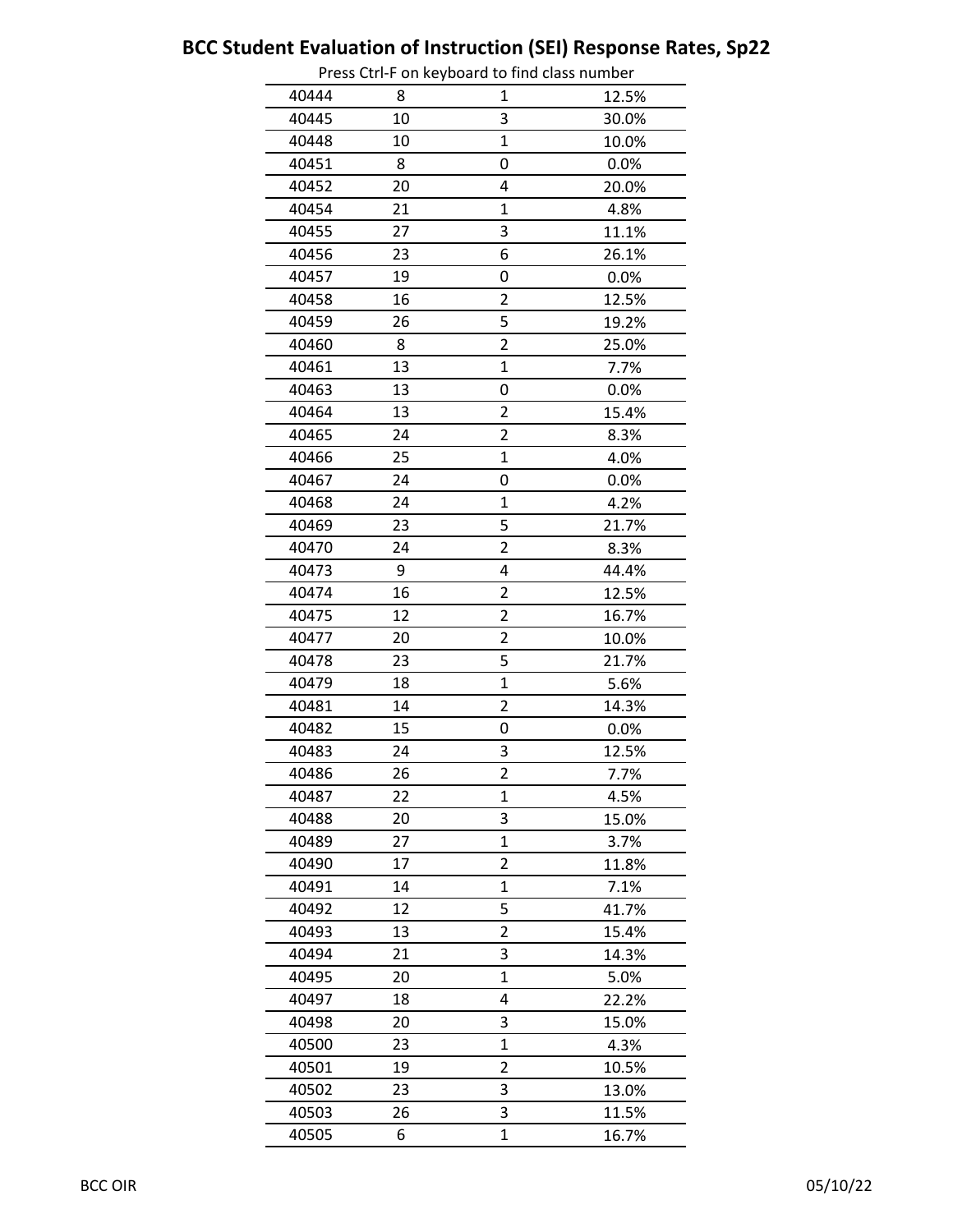# BCC Student Evaluation of Instruction (SEI) Response Rates, Sp22

Press Ctrl-F on keyboard to find class number

| | | | |
|---|---|---|---|
| 40444 | 8 | 1 | 12.5% |
| 40445 | 10 | 3 | 30.0% |
| 40448 | 10 | 1 | 10.0% |
| 40451 | 8 | 0 | 0.0% |
| 40452 | 20 | 4 | 20.0% |
| 40454 | 21 | 1 | 4.8% |
| 40455 | 27 | 3 | 11.1% |
| 40456 | 23 | 6 | 26.1% |
| 40457 | 19 | 0 | 0.0% |
| 40458 | 16 | 2 | 12.5% |
| 40459 | 26 | 5 | 19.2% |
| 40460 | 8 | 2 | 25.0% |
| 40461 | 13 | 1 | 7.7% |
| 40463 | 13 | 0 | 0.0% |
| 40464 | 13 | 2 | 15.4% |
| 40465 | 24 | 2 | 8.3% |
| 40466 | 25 | 1 | 4.0% |
| 40467 | 24 | 0 | 0.0% |
| 40468 | 24 | 1 | 4.2% |
| 40469 | 23 | 5 | 21.7% |
| 40470 | 24 | 2 | 8.3% |
| 40473 | 9 | 4 | 44.4% |
| 40474 | 16 | 2 | 12.5% |
| 40475 | 12 | 2 | 16.7% |
| 40477 | 20 | 2 | 10.0% |
| 40478 | 23 | 5 | 21.7% |
| 40479 | 18 | 1 | 5.6% |
| 40481 | 14 | 2 | 14.3% |
| 40482 | 15 | 0 | 0.0% |
| 40483 | 24 | 3 | 12.5% |
| 40486 | 26 | 2 | 7.7% |
| 40487 | 22 | 1 | 4.5% |
| 40488 | 20 | 3 | 15.0% |
| 40489 | 27 | 1 | 3.7% |
| 40490 | 17 | 2 | 11.8% |
| 40491 | 14 | 1 | 7.1% |
| 40492 | 12 | 5 | 41.7% |
| 40493 | 13 | 2 | 15.4% |
| 40494 | 21 | 3 | 14.3% |
| 40495 | 20 | 1 | 5.0% |
| 40497 | 18 | 4 | 22.2% |
| 40498 | 20 | 3 | 15.0% |
| 40500 | 23 | 1 | 4.3% |
| 40501 | 19 | 2 | 10.5% |
| 40502 | 23 | 3 | 13.0% |
| 40503 | 26 | 3 | 11.5% |
| 40505 | 6 | 1 | 16.7% |

BCC OIR 05/10/22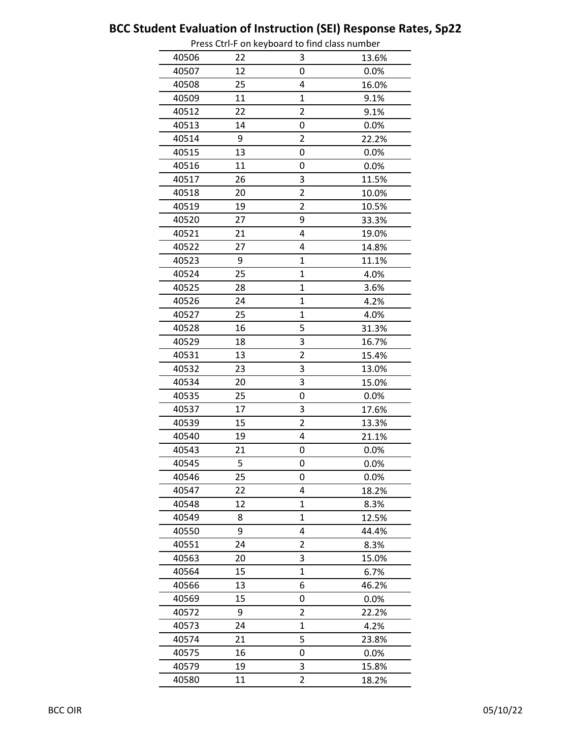# BCC Student Evaluation of Instruction (SEI) Response Rates, Sp22

Press Ctrl-F on keyboard to find class number

| | | | |
|---|---|---|---|
| 40506 | 22 | 3 | 13.6% |
| 40507 | 12 | 0 | 0.0% |
| 40508 | 25 | 4 | 16.0% |
| 40509 | 11 | 1 | 9.1% |
| 40512 | 22 | 2 | 9.1% |
| 40513 | 14 | 0 | 0.0% |
| 40514 | 9 | 2 | 22.2% |
| 40515 | 13 | 0 | 0.0% |
| 40516 | 11 | 0 | 0.0% |
| 40517 | 26 | 3 | 11.5% |
| 40518 | 20 | 2 | 10.0% |
| 40519 | 19 | 2 | 10.5% |
| 40520 | 27 | 9 | 33.3% |
| 40521 | 21 | 4 | 19.0% |
| 40522 | 27 | 4 | 14.8% |
| 40523 | 9 | 1 | 11.1% |
| 40524 | 25 | 1 | 4.0% |
| 40525 | 28 | 1 | 3.6% |
| 40526 | 24 | 1 | 4.2% |
| 40527 | 25 | 1 | 4.0% |
| 40528 | 16 | 5 | 31.3% |
| 40529 | 18 | 3 | 16.7% |
| 40531 | 13 | 2 | 15.4% |
| 40532 | 23 | 3 | 13.0% |
| 40534 | 20 | 3 | 15.0% |
| 40535 | 25 | 0 | 0.0% |
| 40537 | 17 | 3 | 17.6% |
| 40539 | 15 | 2 | 13.3% |
| 40540 | 19 | 4 | 21.1% |
| 40543 | 21 | 0 | 0.0% |
| 40545 | 5 | 0 | 0.0% |
| 40546 | 25 | 0 | 0.0% |
| 40547 | 22 | 4 | 18.2% |
| 40548 | 12 | 1 | 8.3% |
| 40549 | 8 | 1 | 12.5% |
| 40550 | 9 | 4 | 44.4% |
| 40551 | 24 | 2 | 8.3% |
| 40563 | 20 | 3 | 15.0% |
| 40564 | 15 | 1 | 6.7% |
| 40566 | 13 | 6 | 46.2% |
| 40569 | 15 | 0 | 0.0% |
| 40572 | 9 | 2 | 22.2% |
| 40573 | 24 | 1 | 4.2% |
| 40574 | 21 | 5 | 23.8% |
| 40575 | 16 | 0 | 0.0% |
| 40579 | 19 | 3 | 15.8% |
| 40580 | 11 | 2 | 18.2% |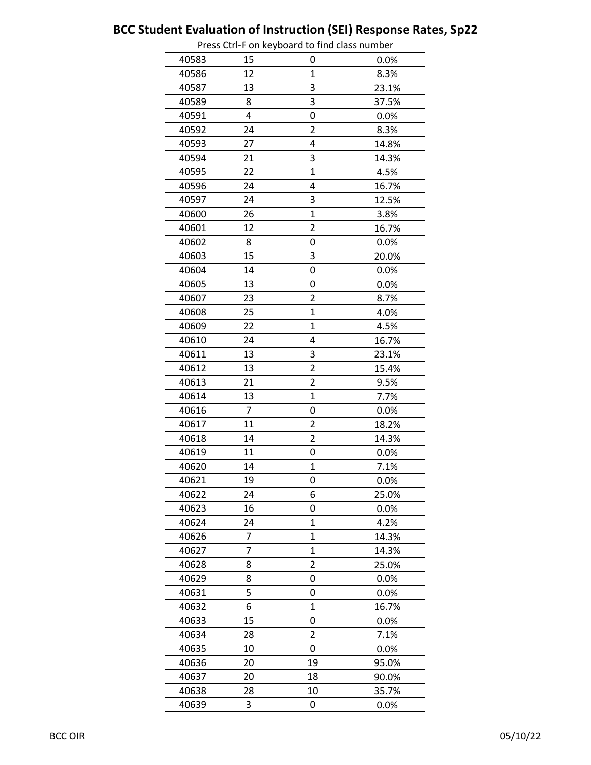# BCC Student Evaluation of Instruction (SEI) Response Rates, Sp22

Press Ctrl-F on keyboard to find class number

| | | | |
|---|---|---|---|
| 40583 | 15 | 0 | 0.0% |
| 40586 | 12 | 1 | 8.3% |
| 40587 | 13 | 3 | 23.1% |
| 40589 | 8 | 3 | 37.5% |
| 40591 | 4 | 0 | 0.0% |
| 40592 | 24 | 2 | 8.3% |
| 40593 | 27 | 4 | 14.8% |
| 40594 | 21 | 3 | 14.3% |
| 40595 | 22 | 1 | 4.5% |
| 40596 | 24 | 4 | 16.7% |
| 40597 | 24 | 3 | 12.5% |
| 40600 | 26 | 1 | 3.8% |
| 40601 | 12 | 2 | 16.7% |
| 40602 | 8 | 0 | 0.0% |
| 40603 | 15 | 3 | 20.0% |
| 40604 | 14 | 0 | 0.0% |
| 40605 | 13 | 0 | 0.0% |
| 40607 | 23 | 2 | 8.7% |
| 40608 | 25 | 1 | 4.0% |
| 40609 | 22 | 1 | 4.5% |
| 40610 | 24 | 4 | 16.7% |
| 40611 | 13 | 3 | 23.1% |
| 40612 | 13 | 2 | 15.4% |
| 40613 | 21 | 2 | 9.5% |
| 40614 | 13 | 1 | 7.7% |
| 40616 | 7 | 0 | 0.0% |
| 40617 | 11 | 2 | 18.2% |
| 40618 | 14 | 2 | 14.3% |
| 40619 | 11 | 0 | 0.0% |
| 40620 | 14 | 1 | 7.1% |
| 40621 | 19 | 0 | 0.0% |
| 40622 | 24 | 6 | 25.0% |
| 40623 | 16 | 0 | 0.0% |
| 40624 | 24 | 1 | 4.2% |
| 40626 | 7 | 1 | 14.3% |
| 40627 | 7 | 1 | 14.3% |
| 40628 | 8 | 2 | 25.0% |
| 40629 | 8 | 0 | 0.0% |
| 40631 | 5 | 0 | 0.0% |
| 40632 | 6 | 1 | 16.7% |
| 40633 | 15 | 0 | 0.0% |
| 40634 | 28 | 2 | 7.1% |
| 40635 | 10 | 0 | 0.0% |
| 40636 | 20 | 19 | 95.0% |
| 40637 | 20 | 18 | 90.0% |
| 40638 | 28 | 10 | 35.7% |
| 40639 | 3 | 0 | 0.0% |

BCC OIR 05/10/22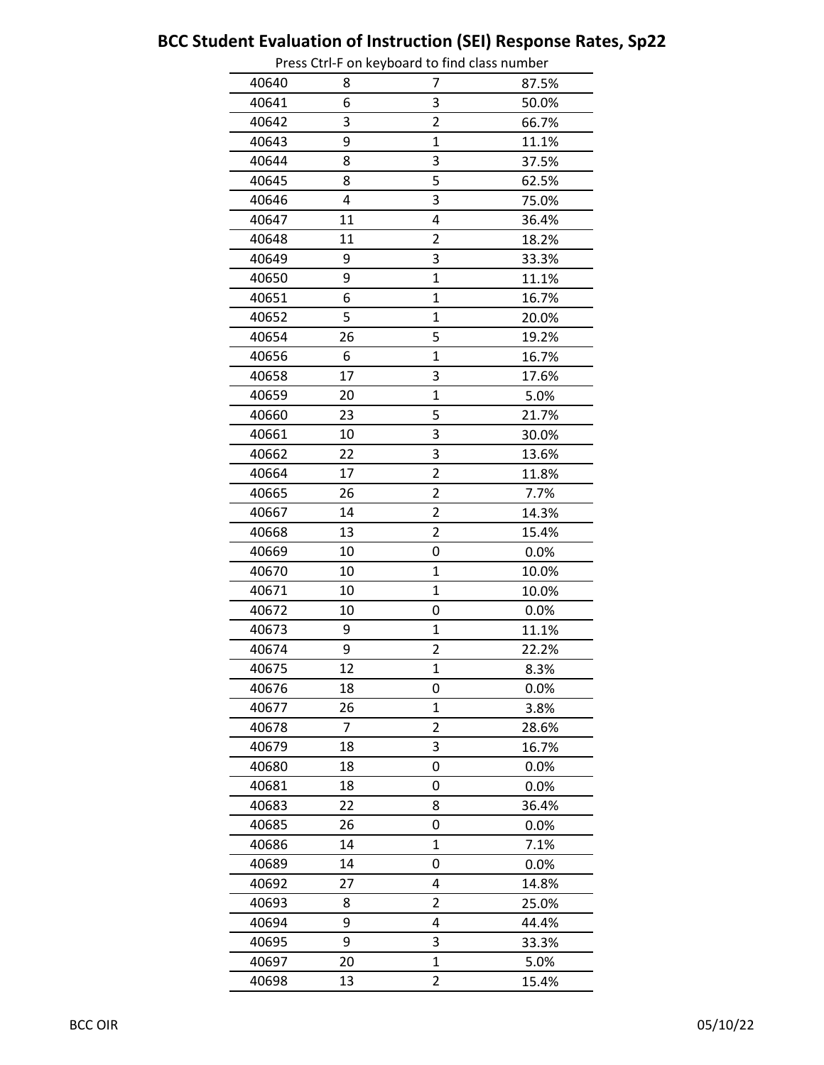# BCC Student Evaluation of Instruction (SEI) Response Rates, Sp22

Press Ctrl-F on keyboard to find class number

| | | | |
|---|---|---|---|
| 40640 | 8 | 7 | 87.5% |
| 40641 | 6 | 3 | 50.0% |
| 40642 | 3 | 2 | 66.7% |
| 40643 | 9 | 1 | 11.1% |
| 40644 | 8 | 3 | 37.5% |
| 40645 | 8 | 5 | 62.5% |
| 40646 | 4 | 3 | 75.0% |
| 40647 | 11 | 4 | 36.4% |
| 40648 | 11 | 2 | 18.2% |
| 40649 | 9 | 3 | 33.3% |
| 40650 | 9 | 1 | 11.1% |
| 40651 | 6 | 1 | 16.7% |
| 40652 | 5 | 1 | 20.0% |
| 40654 | 26 | 5 | 19.2% |
| 40656 | 6 | 1 | 16.7% |
| 40658 | 17 | 3 | 17.6% |
| 40659 | 20 | 1 | 5.0% |
| 40660 | 23 | 5 | 21.7% |
| 40661 | 10 | 3 | 30.0% |
| 40662 | 22 | 3 | 13.6% |
| 40664 | 17 | 2 | 11.8% |
| 40665 | 26 | 2 | 7.7% |
| 40667 | 14 | 2 | 14.3% |
| 40668 | 13 | 2 | 15.4% |
| 40669 | 10 | 0 | 0.0% |
| 40670 | 10 | 1 | 10.0% |
| 40671 | 10 | 1 | 10.0% |
| 40672 | 10 | 0 | 0.0% |
| 40673 | 9 | 1 | 11.1% |
| 40674 | 9 | 2 | 22.2% |
| 40675 | 12 | 1 | 8.3% |
| 40676 | 18 | 0 | 0.0% |
| 40677 | 26 | 1 | 3.8% |
| 40678 | 7 | 2 | 28.6% |
| 40679 | 18 | 3 | 16.7% |
| 40680 | 18 | 0 | 0.0% |
| 40681 | 18 | 0 | 0.0% |
| 40683 | 22 | 8 | 36.4% |
| 40685 | 26 | 0 | 0.0% |
| 40686 | 14 | 1 | 7.1% |
| 40689 | 14 | 0 | 0.0% |
| 40692 | 27 | 4 | 14.8% |
| 40693 | 8 | 2 | 25.0% |
| 40694 | 9 | 4 | 44.4% |
| 40695 | 9 | 3 | 33.3% |
| 40697 | 20 | 1 | 5.0% |
| 40698 | 13 | 2 | 15.4% |

BCC OIR 05/10/22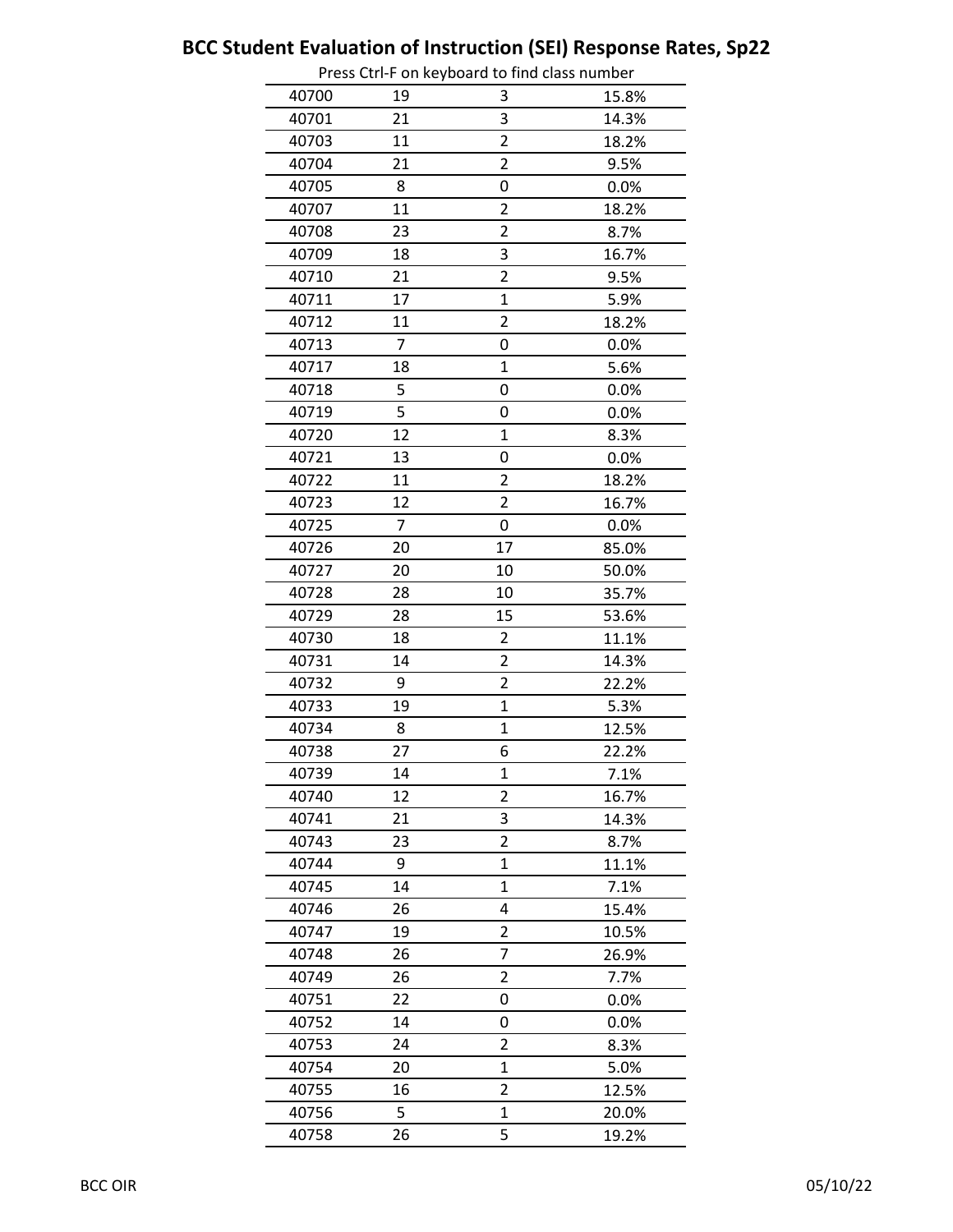# BCC Student Evaluation of Instruction (SEI) Response Rates, Sp22

Press Ctrl-F on keyboard to find class number

| | | | |
|---|---|---|---|
| 40700 | 19 | 3 | 15.8% |
| 40701 | 21 | 3 | 14.3% |
| 40703 | 11 | 2 | 18.2% |
| 40704 | 21 | 2 | 9.5% |
| 40705 | 8 | 0 | 0.0% |
| 40707 | 11 | 2 | 18.2% |
| 40708 | 23 | 2 | 8.7% |
| 40709 | 18 | 3 | 16.7% |
| 40710 | 21 | 2 | 9.5% |
| 40711 | 17 | 1 | 5.9% |
| 40712 | 11 | 2 | 18.2% |
| 40713 | 7 | 0 | 0.0% |
| 40717 | 18 | 1 | 5.6% |
| 40718 | 5 | 0 | 0.0% |
| 40719 | 5 | 0 | 0.0% |
| 40720 | 12 | 1 | 8.3% |
| 40721 | 13 | 0 | 0.0% |
| 40722 | 11 | 2 | 18.2% |
| 40723 | 12 | 2 | 16.7% |
| 40725 | 7 | 0 | 0.0% |
| 40726 | 20 | 17 | 85.0% |
| 40727 | 20 | 10 | 50.0% |
| 40728 | 28 | 10 | 35.7% |
| 40729 | 28 | 15 | 53.6% |
| 40730 | 18 | 2 | 11.1% |
| 40731 | 14 | 2 | 14.3% |
| 40732 | 9 | 2 | 22.2% |
| 40733 | 19 | 1 | 5.3% |
| 40734 | 8 | 1 | 12.5% |
| 40738 | 27 | 6 | 22.2% |
| 40739 | 14 | 1 | 7.1% |
| 40740 | 12 | 2 | 16.7% |
| 40741 | 21 | 3 | 14.3% |
| 40743 | 23 | 2 | 8.7% |
| 40744 | 9 | 1 | 11.1% |
| 40745 | 14 | 1 | 7.1% |
| 40746 | 26 | 4 | 15.4% |
| 40747 | 19 | 2 | 10.5% |
| 40748 | 26 | 7 | 26.9% |
| 40749 | 26 | 2 | 7.7% |
| 40751 | 22 | 0 | 0.0% |
| 40752 | 14 | 0 | 0.0% |
| 40753 | 24 | 2 | 8.3% |
| 40754 | 20 | 1 | 5.0% |
| 40755 | 16 | 2 | 12.5% |
| 40756 | 5 | 1 | 20.0% |
| 40758 | 26 | 5 | 19.2% |

BCC OIR 05/10/22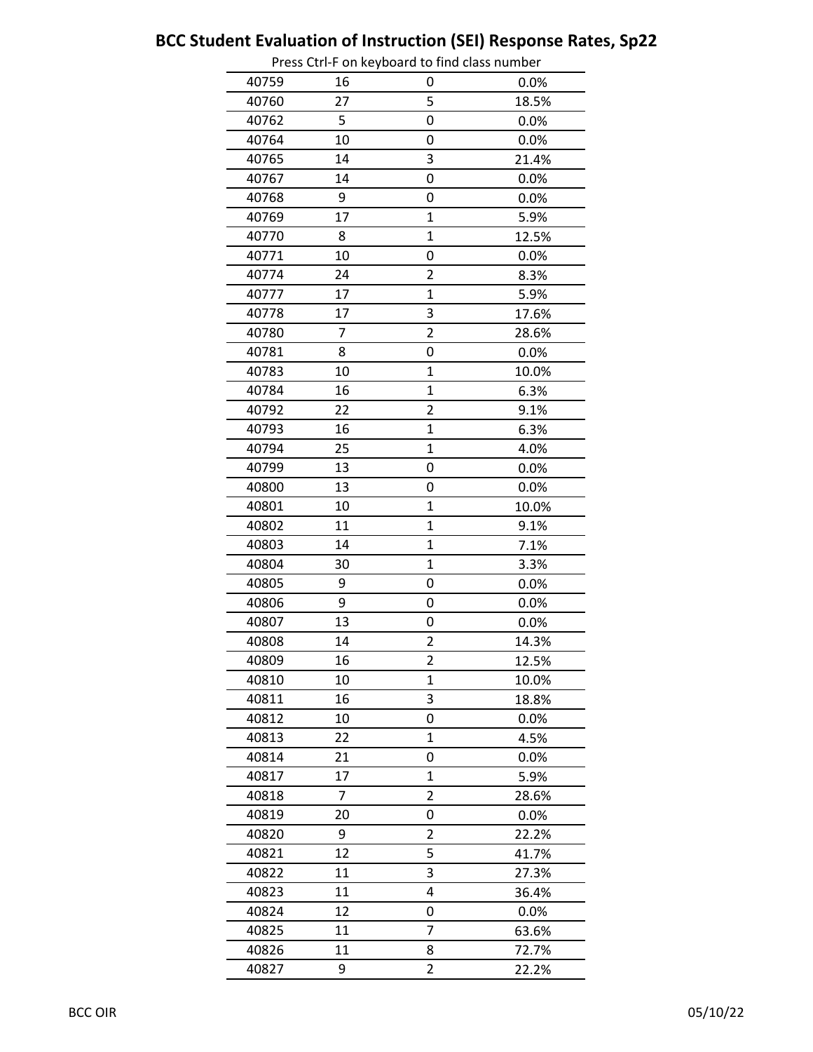# BCC Student Evaluation of Instruction (SEI) Response Rates, Sp22

Press Ctrl-F on keyboard to find class number

| | | | |
|---|---|---|---|
| 40759 | 16 | 0 | 0.0% |
| 40760 | 27 | 5 | 18.5% |
| 40762 | 5 | 0 | 0.0% |
| 40764 | 10 | 0 | 0.0% |
| 40765 | 14 | 3 | 21.4% |
| 40767 | 14 | 0 | 0.0% |
| 40768 | 9 | 0 | 0.0% |
| 40769 | 17 | 1 | 5.9% |
| 40770 | 8 | 1 | 12.5% |
| 40771 | 10 | 0 | 0.0% |
| 40774 | 24 | 2 | 8.3% |
| 40777 | 17 | 1 | 5.9% |
| 40778 | 17 | 3 | 17.6% |
| 40780 | 7 | 2 | 28.6% |
| 40781 | 8 | 0 | 0.0% |
| 40783 | 10 | 1 | 10.0% |
| 40784 | 16 | 1 | 6.3% |
| 40792 | 22 | 2 | 9.1% |
| 40793 | 16 | 1 | 6.3% |
| 40794 | 25 | 1 | 4.0% |
| 40799 | 13 | 0 | 0.0% |
| 40800 | 13 | 0 | 0.0% |
| 40801 | 10 | 1 | 10.0% |
| 40802 | 11 | 1 | 9.1% |
| 40803 | 14 | 1 | 7.1% |
| 40804 | 30 | 1 | 3.3% |
| 40805 | 9 | 0 | 0.0% |
| 40806 | 9 | 0 | 0.0% |
| 40807 | 13 | 0 | 0.0% |
| 40808 | 14 | 2 | 14.3% |
| 40809 | 16 | 2 | 12.5% |
| 40810 | 10 | 1 | 10.0% |
| 40811 | 16 | 3 | 18.8% |
| 40812 | 10 | 0 | 0.0% |
| 40813 | 22 | 1 | 4.5% |
| 40814 | 21 | 0 | 0.0% |
| 40817 | 17 | 1 | 5.9% |
| 40818 | 7 | 2 | 28.6% |
| 40819 | 20 | 0 | 0.0% |
| 40820 | 9 | 2 | 22.2% |
| 40821 | 12 | 5 | 41.7% |
| 40822 | 11 | 3 | 27.3% |
| 40823 | 11 | 4 | 36.4% |
| 40824 | 12 | 0 | 0.0% |
| 40825 | 11 | 7 | 63.6% |
| 40826 | 11 | 8 | 72.7% |
| 40827 | 9 | 2 | 22.2% |

BCC OIR 05/10/22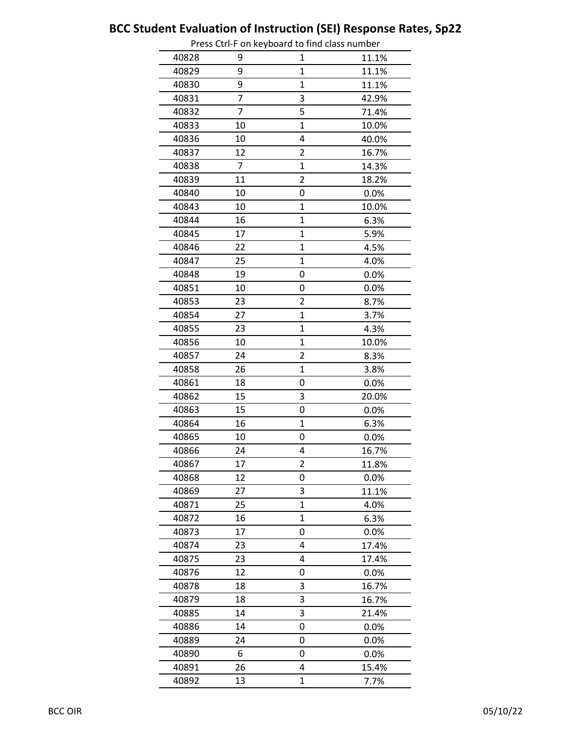# BCC Student Evaluation of Instruction (SEI) Response Rates, Sp22

Press Ctrl-F on keyboard to find class number

| | | | |
|---|---|---|---|
| 40828 | 9 | 1 | 11.1% |
| 40829 | 9 | 1 | 11.1% |
| 40830 | 9 | 1 | 11.1% |
| 40831 | 7 | 3 | 42.9% |
| 40832 | 7 | 5 | 71.4% |
| 40833 | 10 | 1 | 10.0% |
| 40836 | 10 | 4 | 40.0% |
| 40837 | 12 | 2 | 16.7% |
| 40838 | 7 | 1 | 14.3% |
| 40839 | 11 | 2 | 18.2% |
| 40840 | 10 | 0 | 0.0% |
| 40843 | 10 | 1 | 10.0% |
| 40844 | 16 | 1 | 6.3% |
| 40845 | 17 | 1 | 5.9% |
| 40846 | 22 | 1 | 4.5% |
| 40847 | 25 | 1 | 4.0% |
| 40848 | 19 | 0 | 0.0% |
| 40851 | 10 | 0 | 0.0% |
| 40853 | 23 | 2 | 8.7% |
| 40854 | 27 | 1 | 3.7% |
| 40855 | 23 | 1 | 4.3% |
| 40856 | 10 | 1 | 10.0% |
| 40857 | 24 | 2 | 8.3% |
| 40858 | 26 | 1 | 3.8% |
| 40861 | 18 | 0 | 0.0% |
| 40862 | 15 | 3 | 20.0% |
| 40863 | 15 | 0 | 0.0% |
| 40864 | 16 | 1 | 6.3% |
| 40865 | 10 | 0 | 0.0% |
| 40866 | 24 | 4 | 16.7% |
| 40867 | 17 | 2 | 11.8% |
| 40868 | 12 | 0 | 0.0% |
| 40869 | 27 | 3 | 11.1% |
| 40871 | 25 | 1 | 4.0% |
| 40872 | 16 | 1 | 6.3% |
| 40873 | 17 | 0 | 0.0% |
| 40874 | 23 | 4 | 17.4% |
| 40875 | 23 | 4 | 17.4% |
| 40876 | 12 | 0 | 0.0% |
| 40878 | 18 | 3 | 16.7% |
| 40879 | 18 | 3 | 16.7% |
| 40885 | 14 | 3 | 21.4% |
| 40886 | 14 | 0 | 0.0% |
| 40889 | 24 | 0 | 0.0% |
| 40890 | 6 | 0 | 0.0% |
| 40891 | 26 | 4 | 15.4% |
| 40892 | 13 | 1 | 7.7% |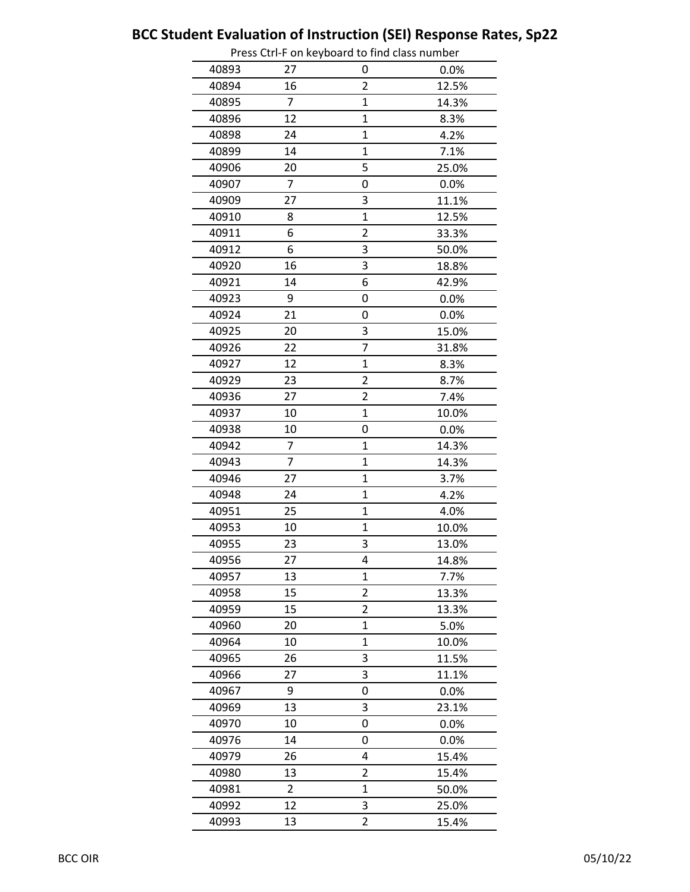# BCC Student Evaluation of Instruction (SEI) Response Rates, Sp22

Press Ctrl-F on keyboard to find class number

| | | | |
|---|---|---|---|
| 40893 | 27 | 0 | 0.0% |
| 40894 | 16 | 2 | 12.5% |
| 40895 | 7 | 1 | 14.3% |
| 40896 | 12 | 1 | 8.3% |
| 40898 | 24 | 1 | 4.2% |
| 40899 | 14 | 1 | 7.1% |
| 40906 | 20 | 5 | 25.0% |
| 40907 | 7 | 0 | 0.0% |
| 40909 | 27 | 3 | 11.1% |
| 40910 | 8 | 1 | 12.5% |
| 40911 | 6 | 2 | 33.3% |
| 40912 | 6 | 3 | 50.0% |
| 40920 | 16 | 3 | 18.8% |
| 40921 | 14 | 6 | 42.9% |
| 40923 | 9 | 0 | 0.0% |
| 40924 | 21 | 0 | 0.0% |
| 40925 | 20 | 3 | 15.0% |
| 40926 | 22 | 7 | 31.8% |
| 40927 | 12 | 1 | 8.3% |
| 40929 | 23 | 2 | 8.7% |
| 40936 | 27 | 2 | 7.4% |
| 40937 | 10 | 1 | 10.0% |
| 40938 | 10 | 0 | 0.0% |
| 40942 | 7 | 1 | 14.3% |
| 40943 | 7 | 1 | 14.3% |
| 40946 | 27 | 1 | 3.7% |
| 40948 | 24 | 1 | 4.2% |
| 40951 | 25 | 1 | 4.0% |
| 40953 | 10 | 1 | 10.0% |
| 40955 | 23 | 3 | 13.0% |
| 40956 | 27 | 4 | 14.8% |
| 40957 | 13 | 1 | 7.7% |
| 40958 | 15 | 2 | 13.3% |
| 40959 | 15 | 2 | 13.3% |
| 40960 | 20 | 1 | 5.0% |
| 40964 | 10 | 1 | 10.0% |
| 40965 | 26 | 3 | 11.5% |
| 40966 | 27 | 3 | 11.1% |
| 40967 | 9 | 0 | 0.0% |
| 40969 | 13 | 3 | 23.1% |
| 40970 | 10 | 0 | 0.0% |
| 40976 | 14 | 0 | 0.0% |
| 40979 | 26 | 4 | 15.4% |
| 40980 | 13 | 2 | 15.4% |
| 40981 | 2 | 1 | 50.0% |
| 40992 | 12 | 3 | 25.0% |
| 40993 | 13 | 2 | 15.4% |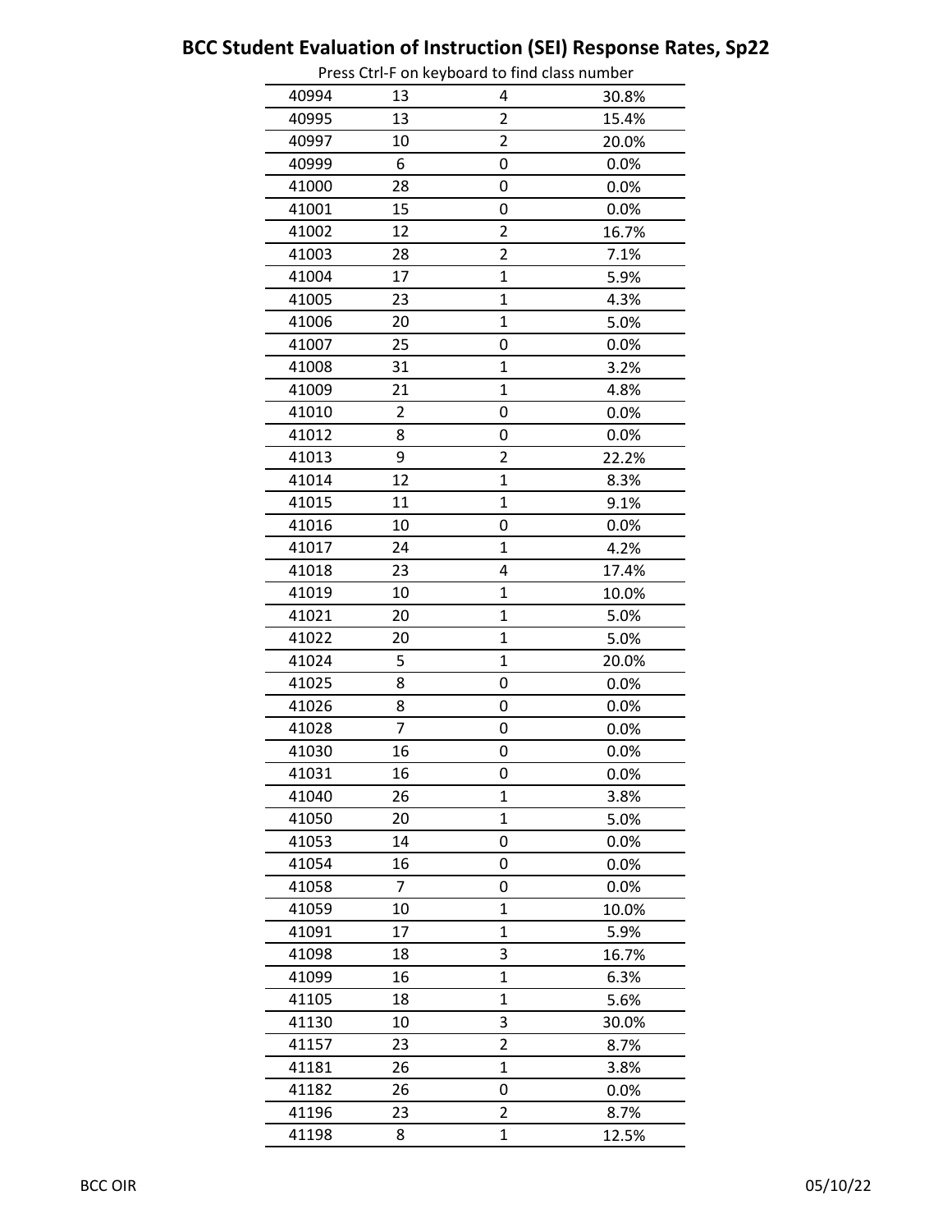# BCC Student Evaluation of Instruction (SEI) Response Rates, Sp22

Press Ctrl-F on keyboard to find class number

| | | | |
|---|---|---|---|
| 40994 | 13 | 4 | 30.8% |
| 40995 | 13 | 2 | 15.4% |
| 40997 | 10 | 2 | 20.0% |
| 40999 | 6 | 0 | 0.0% |
| 41000 | 28 | 0 | 0.0% |
| 41001 | 15 | 0 | 0.0% |
| 41002 | 12 | 2 | 16.7% |
| 41003 | 28 | 2 | 7.1% |
| 41004 | 17 | 1 | 5.9% |
| 41005 | 23 | 1 | 4.3% |
| 41006 | 20 | 1 | 5.0% |
| 41007 | 25 | 0 | 0.0% |
| 41008 | 31 | 1 | 3.2% |
| 41009 | 21 | 1 | 4.8% |
| 41010 | 2 | 0 | 0.0% |
| 41012 | 8 | 0 | 0.0% |
| 41013 | 9 | 2 | 22.2% |
| 41014 | 12 | 1 | 8.3% |
| 41015 | 11 | 1 | 9.1% |
| 41016 | 10 | 0 | 0.0% |
| 41017 | 24 | 1 | 4.2% |
| 41018 | 23 | 4 | 17.4% |
| 41019 | 10 | 1 | 10.0% |
| 41021 | 20 | 1 | 5.0% |
| 41022 | 20 | 1 | 5.0% |
| 41024 | 5 | 1 | 20.0% |
| 41025 | 8 | 0 | 0.0% |
| 41026 | 8 | 0 | 0.0% |
| 41028 | 7 | 0 | 0.0% |
| 41030 | 16 | 0 | 0.0% |
| 41031 | 16 | 0 | 0.0% |
| 41040 | 26 | 1 | 3.8% |
| 41050 | 20 | 1 | 5.0% |
| 41053 | 14 | 0 | 0.0% |
| 41054 | 16 | 0 | 0.0% |
| 41058 | 7 | 0 | 0.0% |
| 41059 | 10 | 1 | 10.0% |
| 41091 | 17 | 1 | 5.9% |
| 41098 | 18 | 3 | 16.7% |
| 41099 | 16 | 1 | 6.3% |
| 41105 | 18 | 1 | 5.6% |
| 41130 | 10 | 3 | 30.0% |
| 41157 | 23 | 2 | 8.7% |
| 41181 | 26 | 1 | 3.8% |
| 41182 | 26 | 0 | 0.0% |
| 41196 | 23 | 2 | 8.7% |
| 41198 | 8 | 1 | 12.5% |

BCC OIR 05/10/22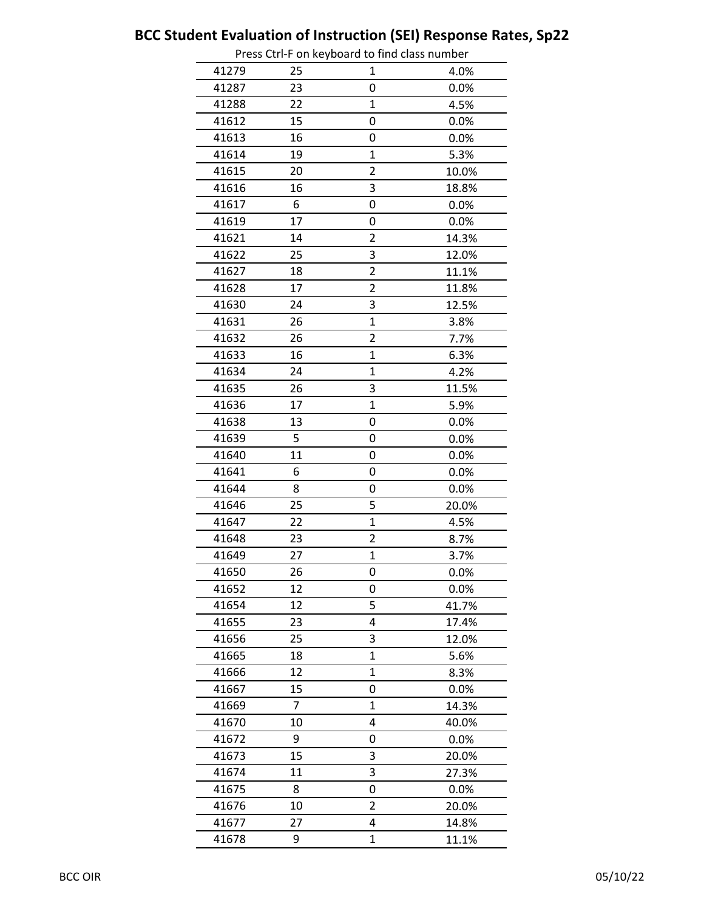# BCC Student Evaluation of Instruction (SEI) Response Rates, Sp22

Press Ctrl-F on keyboard to find class number

| 41279 | 25 | 1 | 4.0% |
|---|---|---|---|
| 41287 | 23 | 0 | 0.0% |
| 41288 | 22 | 1 | 4.5% |
| 41612 | 15 | 0 | 0.0% |
| 41613 | 16 | 0 | 0.0% |
| 41614 | 19 | 1 | 5.3% |
| 41615 | 20 | 2 | 10.0% |
| 41616 | 16 | 3 | 18.8% |
| 41617 | 6 | 0 | 0.0% |
| 41619 | 17 | 0 | 0.0% |
| 41621 | 14 | 2 | 14.3% |
| 41622 | 25 | 3 | 12.0% |
| 41627 | 18 | 2 | 11.1% |
| 41628 | 17 | 2 | 11.8% |
| 41630 | 24 | 3 | 12.5% |
| 41631 | 26 | 1 | 3.8% |
| 41632 | 26 | 2 | 7.7% |
| 41633 | 16 | 1 | 6.3% |
| 41634 | 24 | 1 | 4.2% |
| 41635 | 26 | 3 | 11.5% |
| 41636 | 17 | 1 | 5.9% |
| 41638 | 13 | 0 | 0.0% |
| 41639 | 5 | 0 | 0.0% |
| 41640 | 11 | 0 | 0.0% |
| 41641 | 6 | 0 | 0.0% |
| 41644 | 8 | 0 | 0.0% |
| 41646 | 25 | 5 | 20.0% |
| 41647 | 22 | 1 | 4.5% |
| 41648 | 23 | 2 | 8.7% |
| 41649 | 27 | 1 | 3.7% |
| 41650 | 26 | 0 | 0.0% |
| 41652 | 12 | 0 | 0.0% |
| 41654 | 12 | 5 | 41.7% |
| 41655 | 23 | 4 | 17.4% |
| 41656 | 25 | 3 | 12.0% |
| 41665 | 18 | 1 | 5.6% |
| 41666 | 12 | 1 | 8.3% |
| 41667 | 15 | 0 | 0.0% |
| 41669 | 7 | 1 | 14.3% |
| 41670 | 10 | 4 | 40.0% |
| 41672 | 9 | 0 | 0.0% |
| 41673 | 15 | 3 | 20.0% |
| 41674 | 11 | 3 | 27.3% |
| 41675 | 8 | 0 | 0.0% |
| 41676 | 10 | 2 | 20.0% |
| 41677 | 27 | 4 | 14.8% |
| 41678 | 9 | 1 | 11.1% |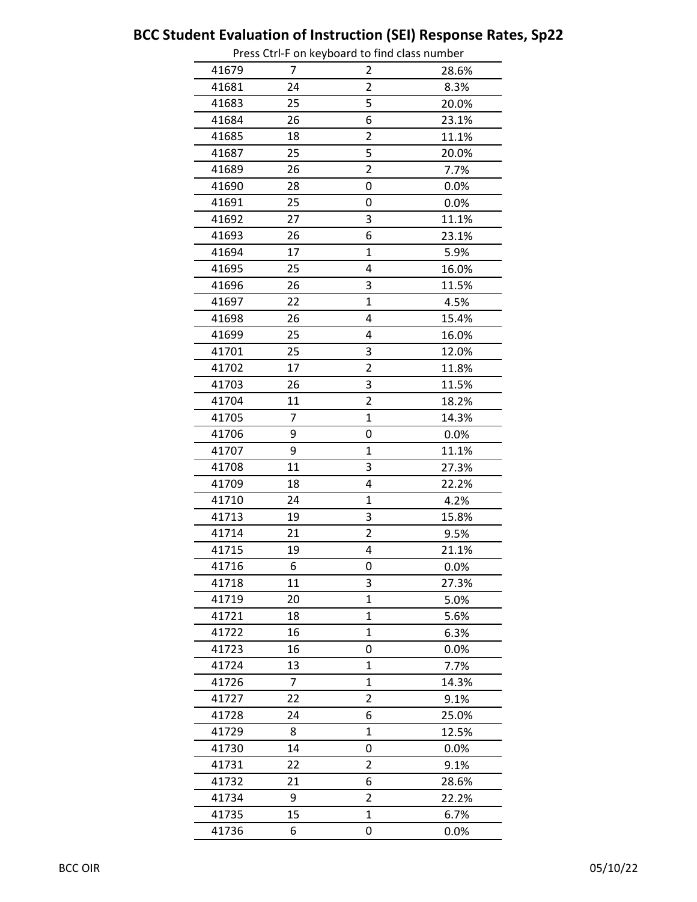# BCC Student Evaluation of Instruction (SEI) Response Rates, Sp22

Press Ctrl-F on keyboard to find class number

| | | | |
|---|---|---|---|
| 41679 | 7 | 2 | 28.6% |
| 41681 | 24 | 2 | 8.3% |
| 41683 | 25 | 5 | 20.0% |
| 41684 | 26 | 6 | 23.1% |
| 41685 | 18 | 2 | 11.1% |
| 41687 | 25 | 5 | 20.0% |
| 41689 | 26 | 2 | 7.7% |
| 41690 | 28 | 0 | 0.0% |
| 41691 | 25 | 0 | 0.0% |
| 41692 | 27 | 3 | 11.1% |
| 41693 | 26 | 6 | 23.1% |
| 41694 | 17 | 1 | 5.9% |
| 41695 | 25 | 4 | 16.0% |
| 41696 | 26 | 3 | 11.5% |
| 41697 | 22 | 1 | 4.5% |
| 41698 | 26 | 4 | 15.4% |
| 41699 | 25 | 4 | 16.0% |
| 41701 | 25 | 3 | 12.0% |
| 41702 | 17 | 2 | 11.8% |
| 41703 | 26 | 3 | 11.5% |
| 41704 | 11 | 2 | 18.2% |
| 41705 | 7 | 1 | 14.3% |
| 41706 | 9 | 0 | 0.0% |
| 41707 | 9 | 1 | 11.1% |
| 41708 | 11 | 3 | 27.3% |
| 41709 | 18 | 4 | 22.2% |
| 41710 | 24 | 1 | 4.2% |
| 41713 | 19 | 3 | 15.8% |
| 41714 | 21 | 2 | 9.5% |
| 41715 | 19 | 4 | 21.1% |
| 41716 | 6 | 0 | 0.0% |
| 41718 | 11 | 3 | 27.3% |
| 41719 | 20 | 1 | 5.0% |
| 41721 | 18 | 1 | 5.6% |
| 41722 | 16 | 1 | 6.3% |
| 41723 | 16 | 0 | 0.0% |
| 41724 | 13 | 1 | 7.7% |
| 41726 | 7 | 1 | 14.3% |
| 41727 | 22 | 2 | 9.1% |
| 41728 | 24 | 6 | 25.0% |
| 41729 | 8 | 1 | 12.5% |
| 41730 | 14 | 0 | 0.0% |
| 41731 | 22 | 2 | 9.1% |
| 41732 | 21 | 6 | 28.6% |
| 41734 | 9 | 2 | 22.2% |
| 41735 | 15 | 1 | 6.7% |
| 41736 | 6 | 0 | 0.0% |

BCC OIR 05/10/22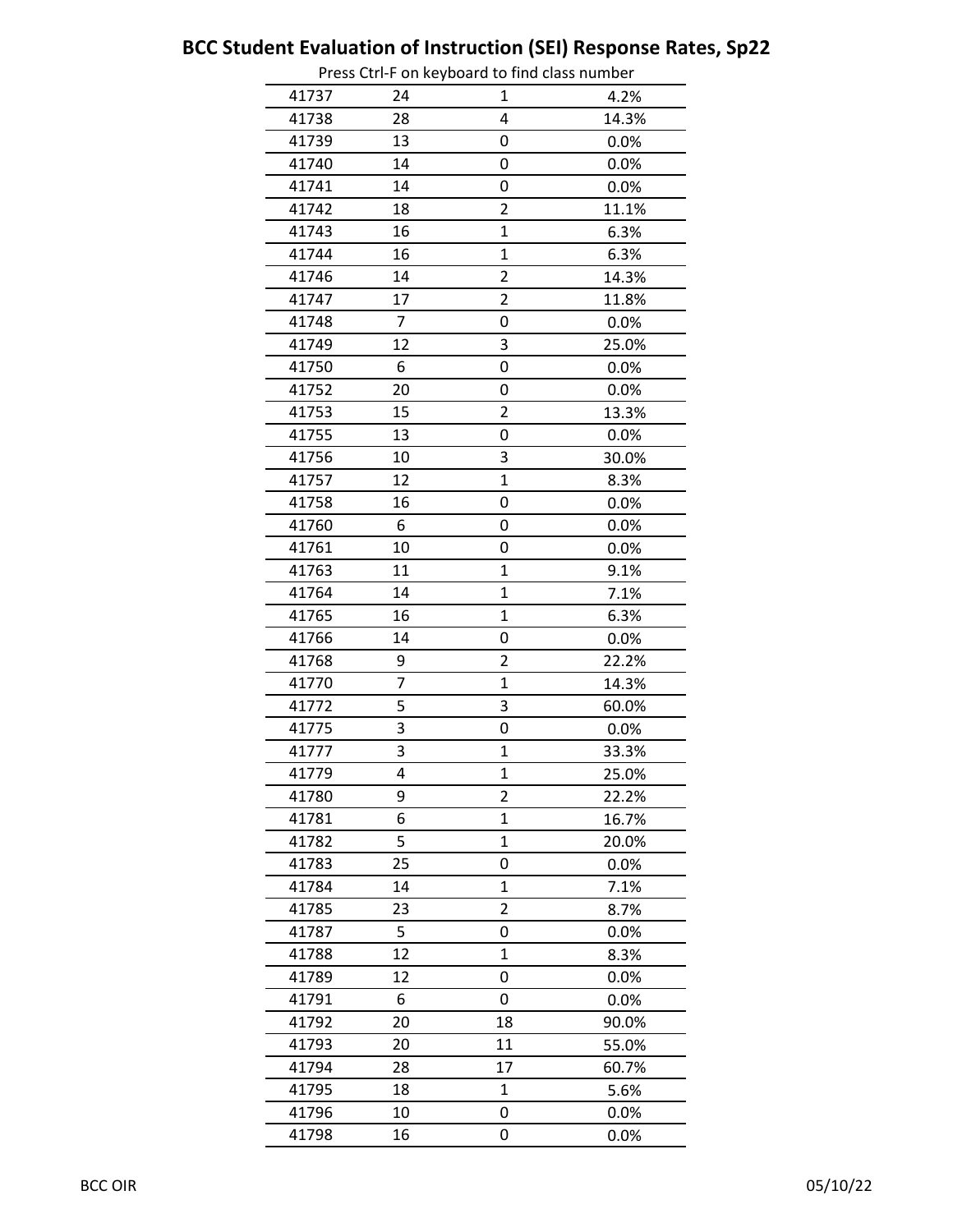# BCC Student Evaluation of Instruction (SEI) Response Rates, Sp22

Press Ctrl-F on keyboard to find class number

| | | | |
|---|---|---|---|
| 41737 | 24 | 1 | 4.2% |
| 41738 | 28 | 4 | 14.3% |
| 41739 | 13 | 0 | 0.0% |
| 41740 | 14 | 0 | 0.0% |
| 41741 | 14 | 0 | 0.0% |
| 41742 | 18 | 2 | 11.1% |
| 41743 | 16 | 1 | 6.3% |
| 41744 | 16 | 1 | 6.3% |
| 41746 | 14 | 2 | 14.3% |
| 41747 | 17 | 2 | 11.8% |
| 41748 | 7 | 0 | 0.0% |
| 41749 | 12 | 3 | 25.0% |
| 41750 | 6 | 0 | 0.0% |
| 41752 | 20 | 0 | 0.0% |
| 41753 | 15 | 2 | 13.3% |
| 41755 | 13 | 0 | 0.0% |
| 41756 | 10 | 3 | 30.0% |
| 41757 | 12 | 1 | 8.3% |
| 41758 | 16 | 0 | 0.0% |
| 41760 | 6 | 0 | 0.0% |
| 41761 | 10 | 0 | 0.0% |
| 41763 | 11 | 1 | 9.1% |
| 41764 | 14 | 1 | 7.1% |
| 41765 | 16 | 1 | 6.3% |
| 41766 | 14 | 0 | 0.0% |
| 41768 | 9 | 2 | 22.2% |
| 41770 | 7 | 1 | 14.3% |
| 41772 | 5 | 3 | 60.0% |
| 41775 | 3 | 0 | 0.0% |
| 41777 | 3 | 1 | 33.3% |
| 41779 | 4 | 1 | 25.0% |
| 41780 | 9 | 2 | 22.2% |
| 41781 | 6 | 1 | 16.7% |
| 41782 | 5 | 1 | 20.0% |
| 41783 | 25 | 0 | 0.0% |
| 41784 | 14 | 1 | 7.1% |
| 41785 | 23 | 2 | 8.7% |
| 41787 | 5 | 0 | 0.0% |
| 41788 | 12 | 1 | 8.3% |
| 41789 | 12 | 0 | 0.0% |
| 41791 | 6 | 0 | 0.0% |
| 41792 | 20 | 18 | 90.0% |
| 41793 | 20 | 11 | 55.0% |
| 41794 | 28 | 17 | 60.7% |
| 41795 | 18 | 1 | 5.6% |
| 41796 | 10 | 0 | 0.0% |
| 41798 | 16 | 0 | 0.0% |

BCC OIR 05/10/22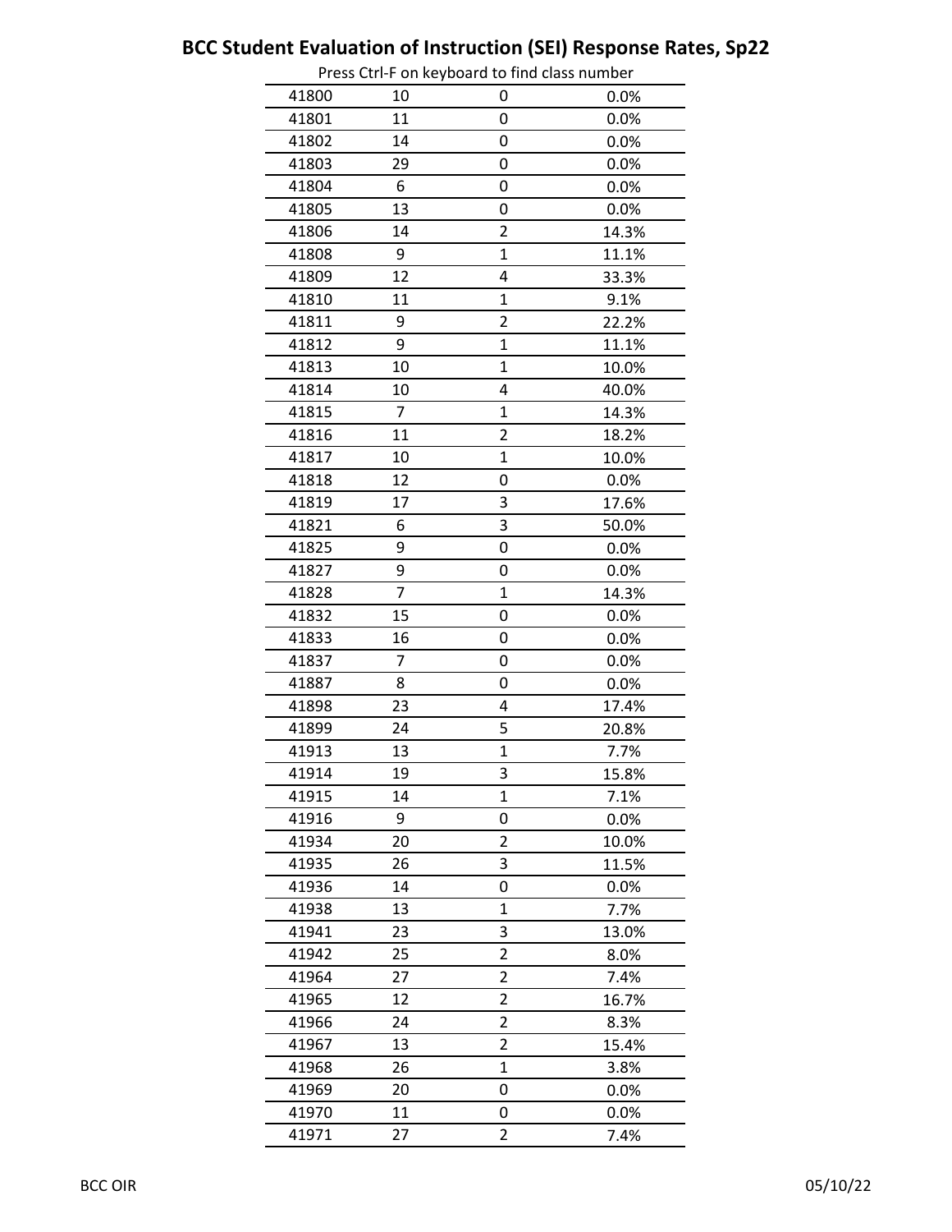# BCC Student Evaluation of Instruction (SEI) Response Rates, Sp22

Press Ctrl-F on keyboard to find class number

| | | | |
|---|---|---|---|
| 41800 | 10 | 0 | 0.0% |
| 41801 | 11 | 0 | 0.0% |
| 41802 | 14 | 0 | 0.0% |
| 41803 | 29 | 0 | 0.0% |
| 41804 | 6 | 0 | 0.0% |
| 41805 | 13 | 0 | 0.0% |
| 41806 | 14 | 2 | 14.3% |
| 41808 | 9 | 1 | 11.1% |
| 41809 | 12 | 4 | 33.3% |
| 41810 | 11 | 1 | 9.1% |
| 41811 | 9 | 2 | 22.2% |
| 41812 | 9 | 1 | 11.1% |
| 41813 | 10 | 1 | 10.0% |
| 41814 | 10 | 4 | 40.0% |
| 41815 | 7 | 1 | 14.3% |
| 41816 | 11 | 2 | 18.2% |
| 41817 | 10 | 1 | 10.0% |
| 41818 | 12 | 0 | 0.0% |
| 41819 | 17 | 3 | 17.6% |
| 41821 | 6 | 3 | 50.0% |
| 41825 | 9 | 0 | 0.0% |
| 41827 | 9 | 0 | 0.0% |
| 41828 | 7 | 1 | 14.3% |
| 41832 | 15 | 0 | 0.0% |
| 41833 | 16 | 0 | 0.0% |
| 41837 | 7 | 0 | 0.0% |
| 41887 | 8 | 0 | 0.0% |
| 41898 | 23 | 4 | 17.4% |
| 41899 | 24 | 5 | 20.8% |
| 41913 | 13 | 1 | 7.7% |
| 41914 | 19 | 3 | 15.8% |
| 41915 | 14 | 1 | 7.1% |
| 41916 | 9 | 0 | 0.0% |
| 41934 | 20 | 2 | 10.0% |
| 41935 | 26 | 3 | 11.5% |
| 41936 | 14 | 0 | 0.0% |
| 41938 | 13 | 1 | 7.7% |
| 41941 | 23 | 3 | 13.0% |
| 41942 | 25 | 2 | 8.0% |
| 41964 | 27 | 2 | 7.4% |
| 41965 | 12 | 2 | 16.7% |
| 41966 | 24 | 2 | 8.3% |
| 41967 | 13 | 2 | 15.4% |
| 41968 | 26 | 1 | 3.8% |
| 41969 | 20 | 0 | 0.0% |
| 41970 | 11 | 0 | 0.0% |
| 41971 | 27 | 2 | 7.4% |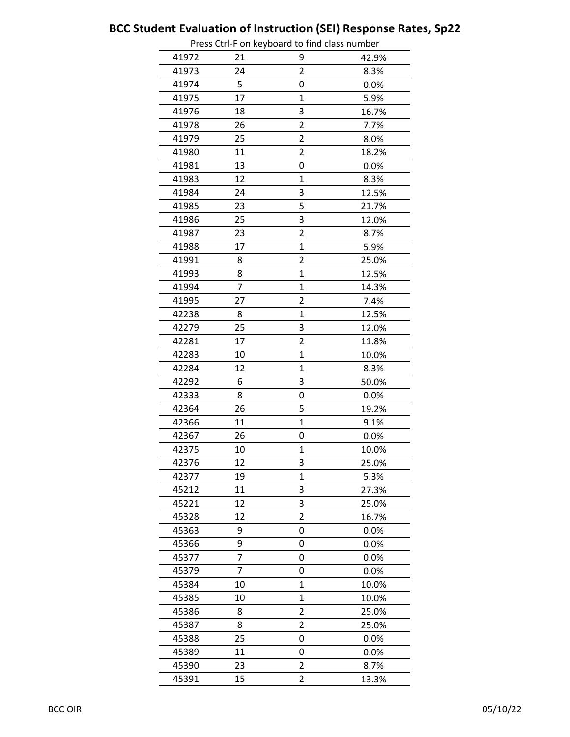# BCC Student Evaluation of Instruction (SEI) Response Rates, Sp22

Press Ctrl-F on keyboard to find class number

| | | | |
|---|---|---|---|
| 41972 | 21 | 9 | 42.9% |
| 41973 | 24 | 2 | 8.3% |
| 41974 | 5 | 0 | 0.0% |
| 41975 | 17 | 1 | 5.9% |
| 41976 | 18 | 3 | 16.7% |
| 41978 | 26 | 2 | 7.7% |
| 41979 | 25 | 2 | 8.0% |
| 41980 | 11 | 2 | 18.2% |
| 41981 | 13 | 0 | 0.0% |
| 41983 | 12 | 1 | 8.3% |
| 41984 | 24 | 3 | 12.5% |
| 41985 | 23 | 5 | 21.7% |
| 41986 | 25 | 3 | 12.0% |
| 41987 | 23 | 2 | 8.7% |
| 41988 | 17 | 1 | 5.9% |
| 41991 | 8 | 2 | 25.0% |
| 41993 | 8 | 1 | 12.5% |
| 41994 | 7 | 1 | 14.3% |
| 41995 | 27 | 2 | 7.4% |
| 42238 | 8 | 1 | 12.5% |
| 42279 | 25 | 3 | 12.0% |
| 42281 | 17 | 2 | 11.8% |
| 42283 | 10 | 1 | 10.0% |
| 42284 | 12 | 1 | 8.3% |
| 42292 | 6 | 3 | 50.0% |
| 42333 | 8 | 0 | 0.0% |
| 42364 | 26 | 5 | 19.2% |
| 42366 | 11 | 1 | 9.1% |
| 42367 | 26 | 0 | 0.0% |
| 42375 | 10 | 1 | 10.0% |
| 42376 | 12 | 3 | 25.0% |
| 42377 | 19 | 1 | 5.3% |
| 45212 | 11 | 3 | 27.3% |
| 45221 | 12 | 3 | 25.0% |
| 45328 | 12 | 2 | 16.7% |
| 45363 | 9 | 0 | 0.0% |
| 45366 | 9 | 0 | 0.0% |
| 45377 | 7 | 0 | 0.0% |
| 45379 | 7 | 0 | 0.0% |
| 45384 | 10 | 1 | 10.0% |
| 45385 | 10 | 1 | 10.0% |
| 45386 | 8 | 2 | 25.0% |
| 45387 | 8 | 2 | 25.0% |
| 45388 | 25 | 0 | 0.0% |
| 45389 | 11 | 0 | 0.0% |
| 45390 | 23 | 2 | 8.7% |
| 45391 | 15 | 2 | 13.3% |

BCC OIR 05/10/22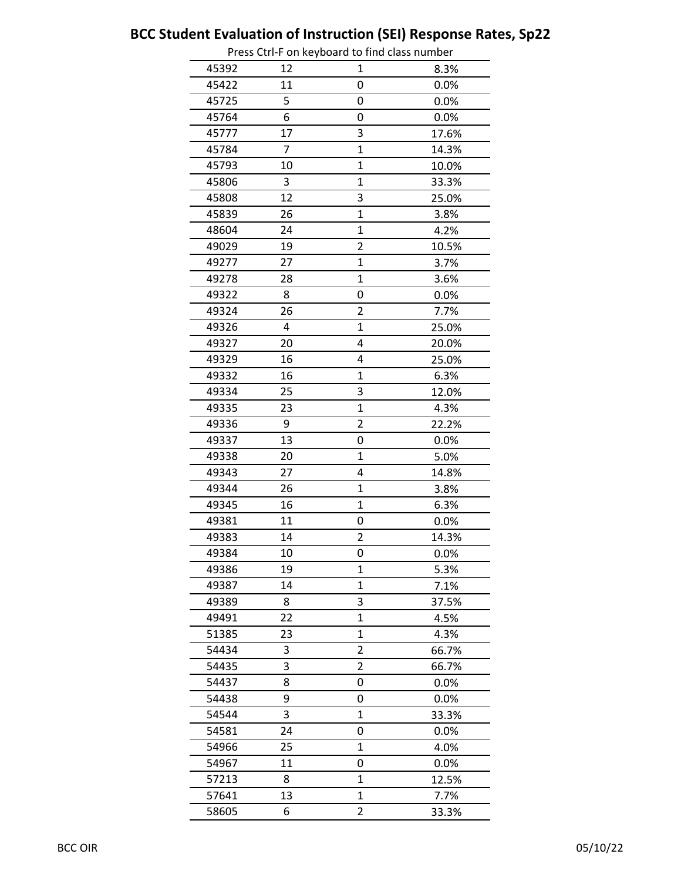## BCC Student Evaluation of Instruction (SEI) Response Rates, Sp22

Press Ctrl-F on keyboard to find class number

| | | | |
|---|---|---|---|
| 45392 | 12 | 1 | 8.3% |
| 45422 | 11 | 0 | 0.0% |
| 45725 | 5 | 0 | 0.0% |
| 45764 | 6 | 0 | 0.0% |
| 45777 | 17 | 3 | 17.6% |
| 45784 | 7 | 1 | 14.3% |
| 45793 | 10 | 1 | 10.0% |
| 45806 | 3 | 1 | 33.3% |
| 45808 | 12 | 3 | 25.0% |
| 45839 | 26 | 1 | 3.8% |
| 48604 | 24 | 1 | 4.2% |
| 49029 | 19 | 2 | 10.5% |
| 49277 | 27 | 1 | 3.7% |
| 49278 | 28 | 1 | 3.6% |
| 49322 | 8 | 0 | 0.0% |
| 49324 | 26 | 2 | 7.7% |
| 49326 | 4 | 1 | 25.0% |
| 49327 | 20 | 4 | 20.0% |
| 49329 | 16 | 4 | 25.0% |
| 49332 | 16 | 1 | 6.3% |
| 49334 | 25 | 3 | 12.0% |
| 49335 | 23 | 1 | 4.3% |
| 49336 | 9 | 2 | 22.2% |
| 49337 | 13 | 0 | 0.0% |
| 49338 | 20 | 1 | 5.0% |
| 49343 | 27 | 4 | 14.8% |
| 49344 | 26 | 1 | 3.8% |
| 49345 | 16 | 1 | 6.3% |
| 49381 | 11 | 0 | 0.0% |
| 49383 | 14 | 2 | 14.3% |
| 49384 | 10 | 0 | 0.0% |
| 49386 | 19 | 1 | 5.3% |
| 49387 | 14 | 1 | 7.1% |
| 49389 | 8 | 3 | 37.5% |
| 49491 | 22 | 1 | 4.5% |
| 51385 | 23 | 1 | 4.3% |
| 54434 | 3 | 2 | 66.7% |
| 54435 | 3 | 2 | 66.7% |
| 54437 | 8 | 0 | 0.0% |
| 54438 | 9 | 0 | 0.0% |
| 54544 | 3 | 1 | 33.3% |
| 54581 | 24 | 0 | 0.0% |
| 54966 | 25 | 1 | 4.0% |
| 54967 | 11 | 0 | 0.0% |
| 57213 | 8 | 1 | 12.5% |
| 57641 | 13 | 1 | 7.7% |
| 58605 | 6 | 2 | 33.3% |

BCC OIR 05/10/22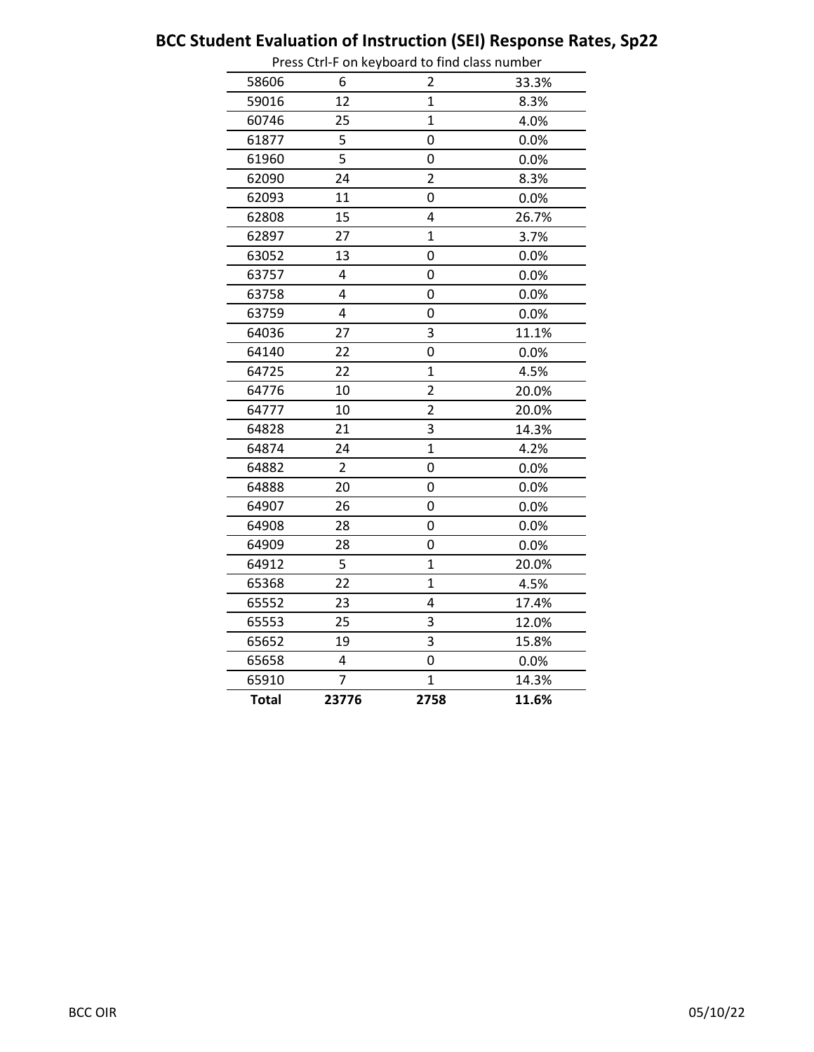# BCC Student Evaluation of Instruction (SEI) Response Rates, Sp22

Press Ctrl-F on keyboard to find class number

| | | | |
|---|---|---|---|
| 58606 | 6 | 2 | 33.3% |
| 59016 | 12 | 1 | 8.3% |
| 60746 | 25 | 1 | 4.0% |
| 61877 | 5 | 0 | 0.0% |
| 61960 | 5 | 0 | 0.0% |
| 62090 | 24 | 2 | 8.3% |
| 62093 | 11 | 0 | 0.0% |
| 62808 | 15 | 4 | 26.7% |
| 62897 | 27 | 1 | 3.7% |
| 63052 | 13 | 0 | 0.0% |
| 63757 | 4 | 0 | 0.0% |
| 63758 | 4 | 0 | 0.0% |
| 63759 | 4 | 0 | 0.0% |
| 64036 | 27 | 3 | 11.1% |
| 64140 | 22 | 0 | 0.0% |
| 64725 | 22 | 1 | 4.5% |
| 64776 | 10 | 2 | 20.0% |
| 64777 | 10 | 2 | 20.0% |
| 64828 | 21 | 3 | 14.3% |
| 64874 | 24 | 1 | 4.2% |
| 64882 | 2 | 0 | 0.0% |
| 64888 | 20 | 0 | 0.0% |
| 64907 | 26 | 0 | 0.0% |
| 64908 | 28 | 0 | 0.0% |
| 64909 | 28 | 0 | 0.0% |
| 64912 | 5 | 1 | 20.0% |
| 65368 | 22 | 1 | 4.5% |
| 65552 | 23 | 4 | 17.4% |
| 65553 | 25 | 3 | 12.0% |
| 65652 | 19 | 3 | 15.8% |
| 65658 | 4 | 0 | 0.0% |
| 65910 | 7 | 1 | 14.3% |
| **Total** | **23776** | **2758** | **11.6%** |